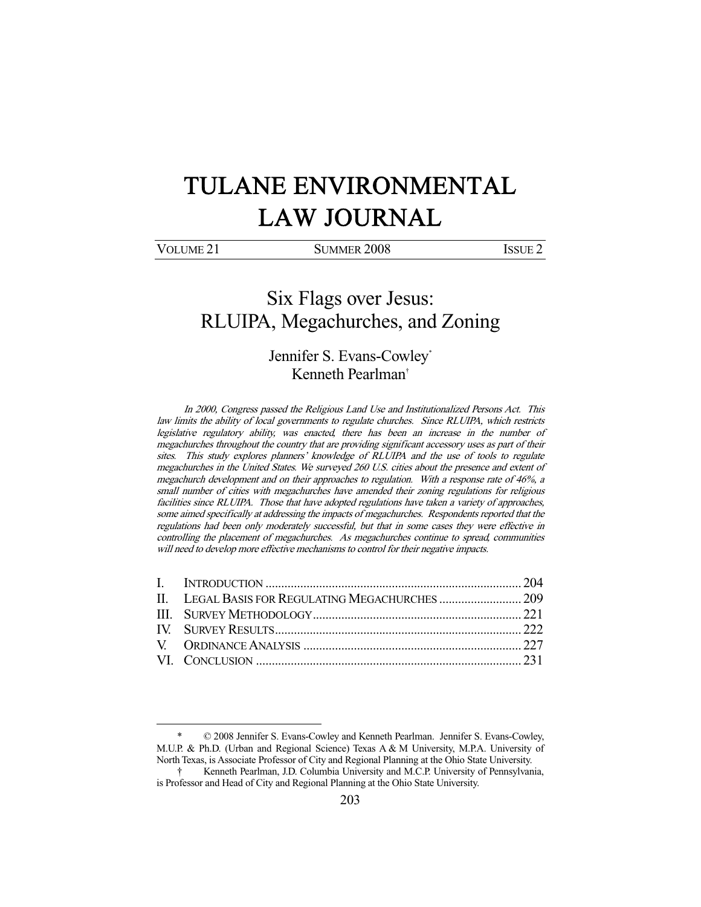# TULANE ENVIRONMENTAL LAW JOURNAL

VOLUME 21 SUMMER 2008 ISSUE 2

## Six Flags over Jesus: RLUIPA, Megachurches, and Zoning

Jennifer S. Evans-Cowley*
Kenneth Pearlman†

*In 2000, Congress passed the Religious Land Use and Institutionalized Persons Act. This law limits the ability of local governments to regulate churches. Since RLUIPA, which restricts legislative regulatory ability, was enacted, there has been an increase in the number of megachurches throughout the country that are providing significant accessory uses as part of their sites. This study explores planners' knowledge of RLUIPA and the use of tools to regulate megachurches in the United States. We surveyed 260 U.S. cities about the presence and extent of megachurch development and on their approaches to regulation. With a response rate of 46%, a small number of cities with megachurches have amended their zoning regulations for religious facilities since RLUIPA. Those that have adopted regulations have taken a variety of approaches, some aimed specifically at addressing the impacts of megachurches. Respondents reported that the regulations had been only moderately successful, but that in some cases they were effective in controlling the placement of megachurches. As megachurches continue to spread, communities will need to develop more effective mechanisms to control for their negative impacts.*

| | | |
|---|---|---|
| I. | INTRODUCTION | 204 |
| II. | LEGAL BASIS FOR REGULATING MEGACHURCHES | 209 |
| III. | SURVEY METHODOLOGY | 221 |
| IV. | SURVEY RESULTS | 222 |
| V. | ORDINANCE ANALYSIS | 227 |
| VI. | CONCLUSION | 231 |

\* © 2008 Jennifer S. Evans-Cowley and Kenneth Pearlman. Jennifer S. Evans-Cowley, M.U.P. & Ph.D. (Urban and Regional Science) Texas A & M University, M.P.A. University of North Texas, is Associate Professor of City and Regional Planning at the Ohio State University.

† Kenneth Pearlman, J.D. Columbia University and M.C.P. University of Pennsylvania, is Professor and Head of City and Regional Planning at the Ohio State University.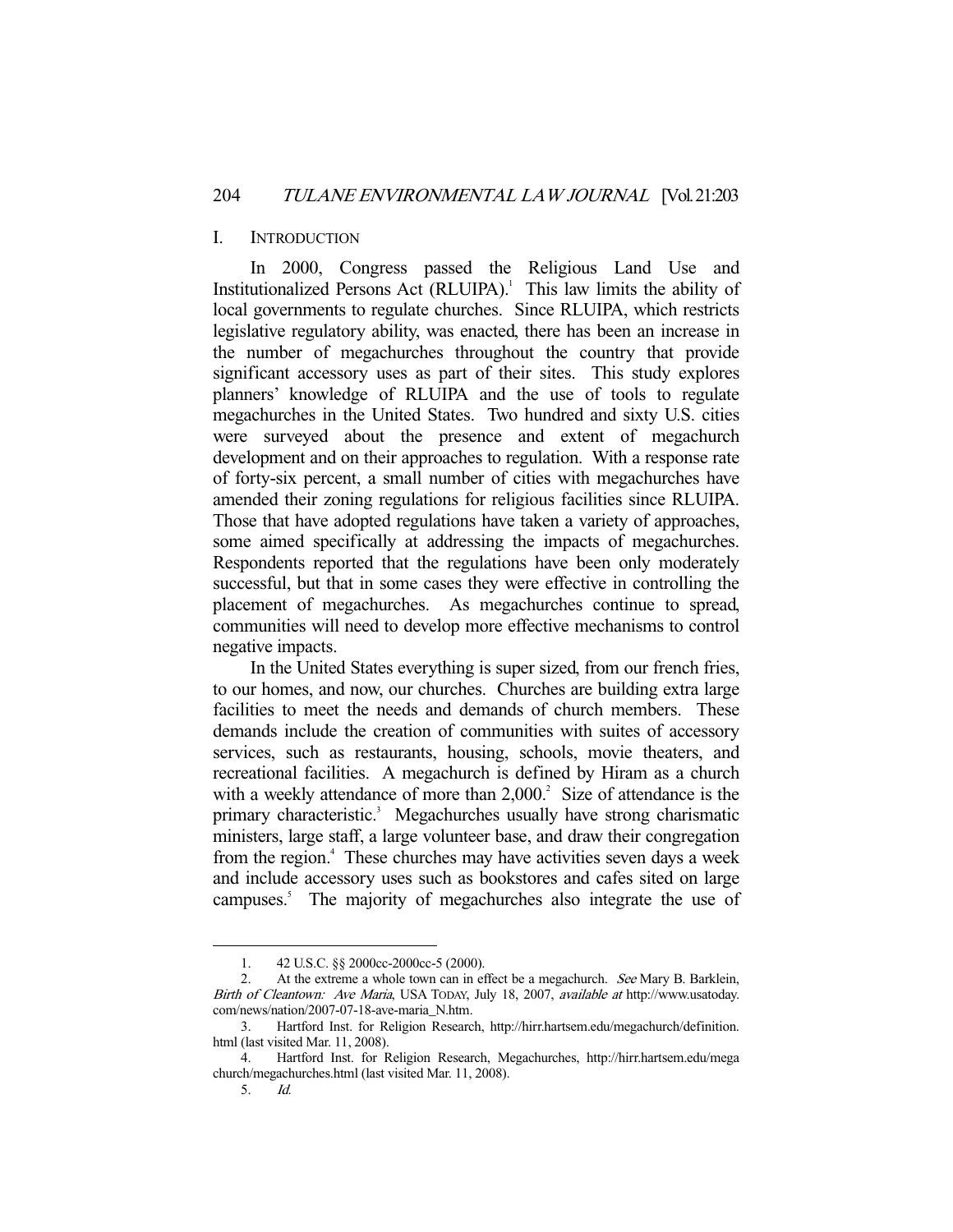## I. INTRODUCTION

In 2000, Congress passed the Religious Land Use and Institutionalized Persons Act (RLUIPA).[1] This law limits the ability of local governments to regulate churches. Since RLUIPA, which restricts legislative regulatory ability, was enacted, there has been an increase in the number of megachurches throughout the country that provide significant accessory uses as part of their sites. This study explores planners' knowledge of RLUIPA and the use of tools to regulate megachurches in the United States. Two hundred and sixty U.S. cities were surveyed about the presence and extent of megachurch development and on their approaches to regulation. With a response rate of forty-six percent, a small number of cities with megachurches have amended their zoning regulations for religious facilities since RLUIPA. Those that have adopted regulations have taken a variety of approaches, some aimed specifically at addressing the impacts of megachurches. Respondents reported that the regulations have been only moderately successful, but that in some cases they were effective in controlling the placement of megachurches. As megachurches continue to spread, communities will need to develop more effective mechanisms to control negative impacts.

In the United States everything is super sized, from our french fries, to our homes, and now, our churches. Churches are building extra large facilities to meet the needs and demands of church members. These demands include the creation of communities with suites of accessory services, such as restaurants, housing, schools, movie theaters, and recreational facilities. A megachurch is defined by Hiram as a church with a weekly attendance of more than 2,000.[2] Size of attendance is the primary characteristic.[3] Megachurches usually have strong charismatic ministers, large staff, a large volunteer base, and draw their congregation from the region.[4] These churches may have activities seven days a week and include accessory uses such as bookstores and cafes sited on large campuses.[5] The majority of megachurches also integrate the use of

---

1. 42 U.S.C. §§ 2000cc-2000cc-5 (2000).
2. At the extreme a whole town can in effect be a megachurch. *See* Mary B. Barklein, *Birth of Cleantown: Ave Maria*, USA TODAY, July 18, 2007, *available at* http://www.usatoday.com/news/nation/2007-07-18-ave-maria_N.htm.
3. Hartford Inst. for Religion Research, http://hirr.hartsem.edu/megachurch/definition.html (last visited Mar. 11, 2008).
4. Hartford Inst. for Religion Research, Megachurches, http://hirr.hartsem.edu/megachurch/megachurches.html (last visited Mar. 11, 2008).
5. *Id.*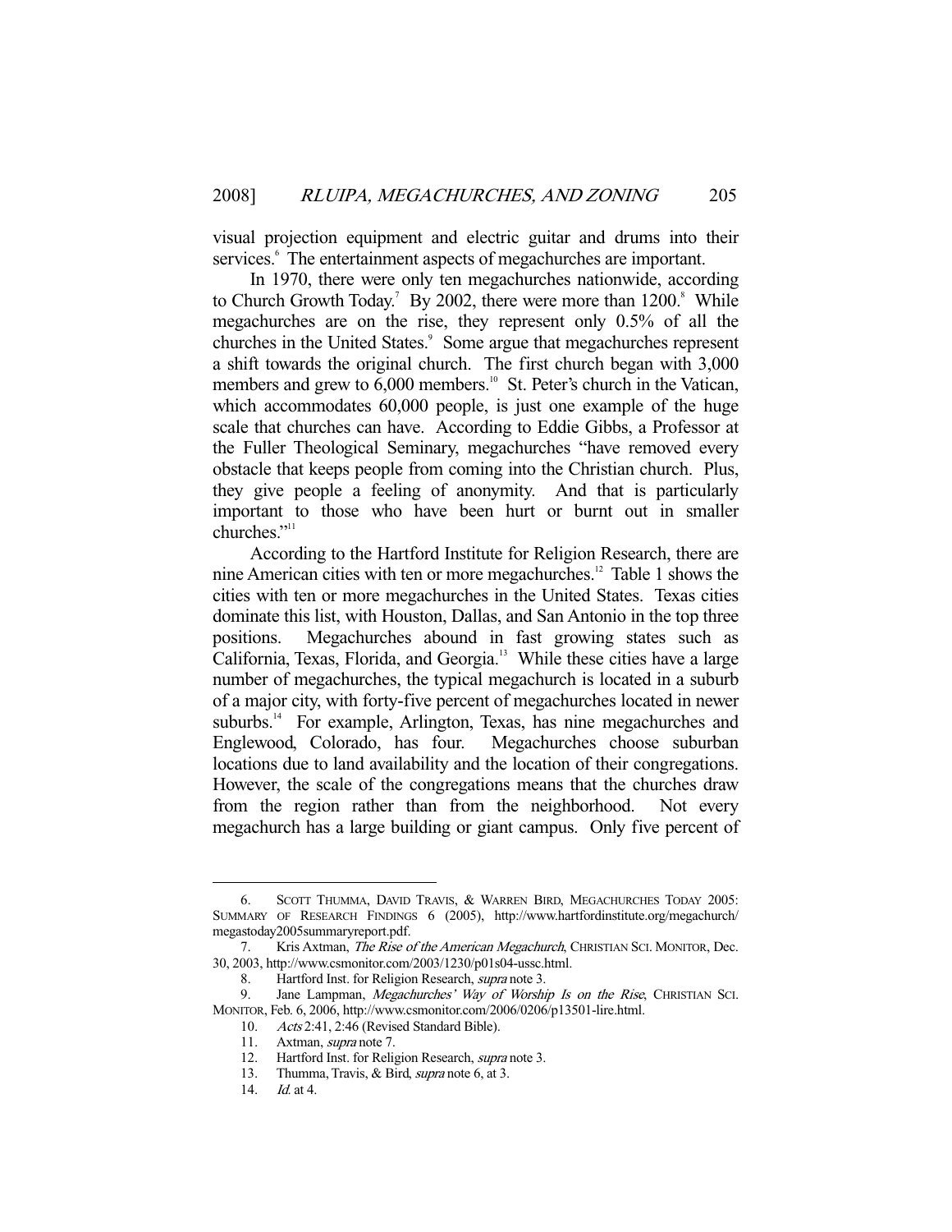visual projection equipment and electric guitar and drums into their services.[6] The entertainment aspects of megachurches are important.

In 1970, there were only ten megachurches nationwide, according to Church Growth Today.[7] By 2002, there were more than 1200.[8] While megachurches are on the rise, they represent only 0.5% of all the churches in the United States.[9] Some argue that megachurches represent a shift towards the original church. The first church began with 3,000 members and grew to 6,000 members.[10] St. Peter's church in the Vatican, which accommodates 60,000 people, is just one example of the huge scale that churches can have. According to Eddie Gibbs, a Professor at the Fuller Theological Seminary, megachurches "have removed every obstacle that keeps people from coming into the Christian church. Plus, they give people a feeling of anonymity. And that is particularly important to those who have been hurt or burnt out in smaller churches."[11]

According to the Hartford Institute for Religion Research, there are nine American cities with ten or more megachurches.[12] Table 1 shows the cities with ten or more megachurches in the United States. Texas cities dominate this list, with Houston, Dallas, and San Antonio in the top three positions. Megachurches abound in fast growing states such as California, Texas, Florida, and Georgia.[13] While these cities have a large number of megachurches, the typical megachurch is located in a suburb of a major city, with forty-five percent of megachurches located in newer suburbs.[14] For example, Arlington, Texas, has nine megachurches and Englewood, Colorado, has four. Megachurches choose suburban locations due to land availability and the location of their congregations. However, the scale of the congregations means that the churches draw from the region rather than from the neighborhood. Not every megachurch has a large building or giant campus. Only five percent of

---

6. SCOTT THUMMA, DAVID TRAVIS, & WARREN BIRD, MEGACHURCHES TODAY 2005: SUMMARY OF RESEARCH FINDINGS 6 (2005), http://www.hartfordinstitute.org/megachurch/megastoday2005summaryreport.pdf.

7. Kris Axtman, *The Rise of the American Megachurch*, CHRISTIAN SCI. MONITOR, Dec. 30, 2003, http://www.csmonitor.com/2003/1230/p01s04-ussc.html.

8. Hartford Inst. for Religion Research, *supra* note 3.

9. Jane Lampman, *Megachurches' Way of Worship Is on the Rise*, CHRISTIAN SCI. MONITOR, Feb. 6, 2006, http://www.csmonitor.com/2006/0206/p13501-lire.html.

10. *Acts* 2:41, 2:46 (Revised Standard Bible).

11. Axtman, *supra* note 7.

12. Hartford Inst. for Religion Research, *supra* note 3.

13. Thumma, Travis, & Bird, *supra* note 6, at 3.

14. *Id.* at 4.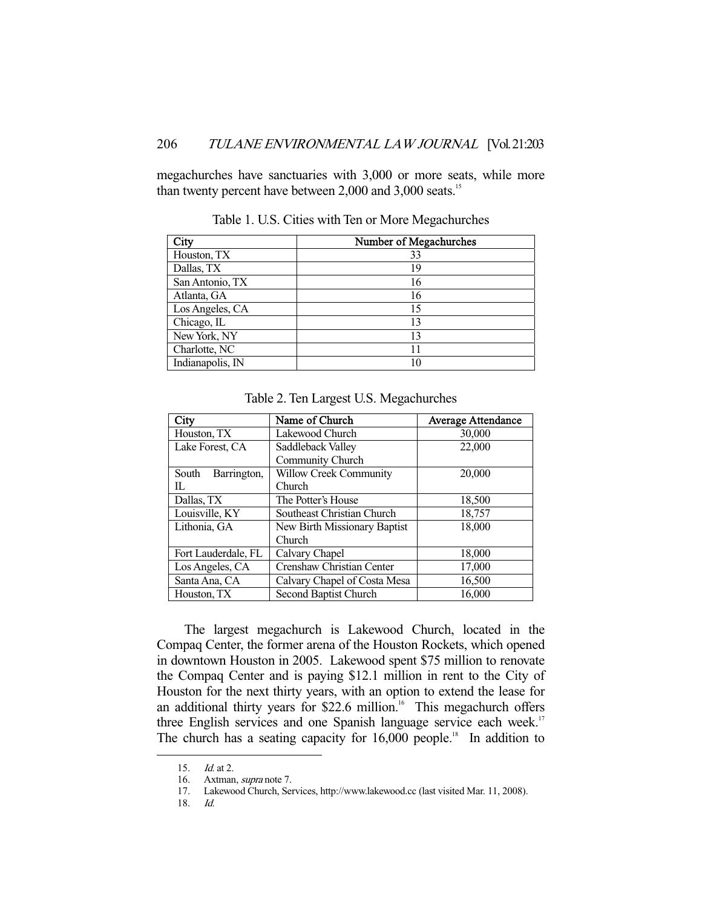megachurches have sanctuaries with 3,000 or more seats, while more than twenty percent have between 2,000 and 3,000 seats.[15]

Table 1. U.S. Cities with Ten or More Megachurches

| City | Number of Megachurches |
|---|---|
| Houston, TX | 33 |
| Dallas, TX | 19 |
| San Antonio, TX | 16 |
| Atlanta, GA | 16 |
| Los Angeles, CA | 15 |
| Chicago, IL | 13 |
| New York, NY | 13 |
| Charlotte, NC | 11 |
| Indianapolis, IN | 10 |

Table 2. Ten Largest U.S. Megachurches

| City | Name of Church | Average Attendance |
|---|---|---|
| Houston, TX | Lakewood Church | 30,000 |
| Lake Forest, CA | Saddleback Valley Community Church | 22,000 |
| South Barrington, IL | Willow Creek Community Church | 20,000 |
| Dallas, TX | The Potter's House | 18,500 |
| Louisville, KY | Southeast Christian Church | 18,757 |
| Lithonia, GA | New Birth Missionary Baptist Church | 18,000 |
| Fort Lauderdale, FL | Calvary Chapel | 18,000 |
| Los Angeles, CA | Crenshaw Christian Center | 17,000 |
| Santa Ana, CA | Calvary Chapel of Costa Mesa | 16,500 |
| Houston, TX | Second Baptist Church | 16,000 |

The largest megachurch is Lakewood Church, located in the Compaq Center, the former arena of the Houston Rockets, which opened in downtown Houston in 2005. Lakewood spent $75 million to renovate the Compaq Center and is paying $12.1 million in rent to the City of Houston for the next thirty years, with an option to extend the lease for an additional thirty years for $22.6 million.[16] This megachurch offers three English services and one Spanish language service each week.[17] The church has a seating capacity for 16,000 people.[18] In addition to

---

15. *Id.* at 2.
16. Axtman, *supra* note 7.
17. Lakewood Church, Services, http://www.lakewood.cc (last visited Mar. 11, 2008).
18. *Id.*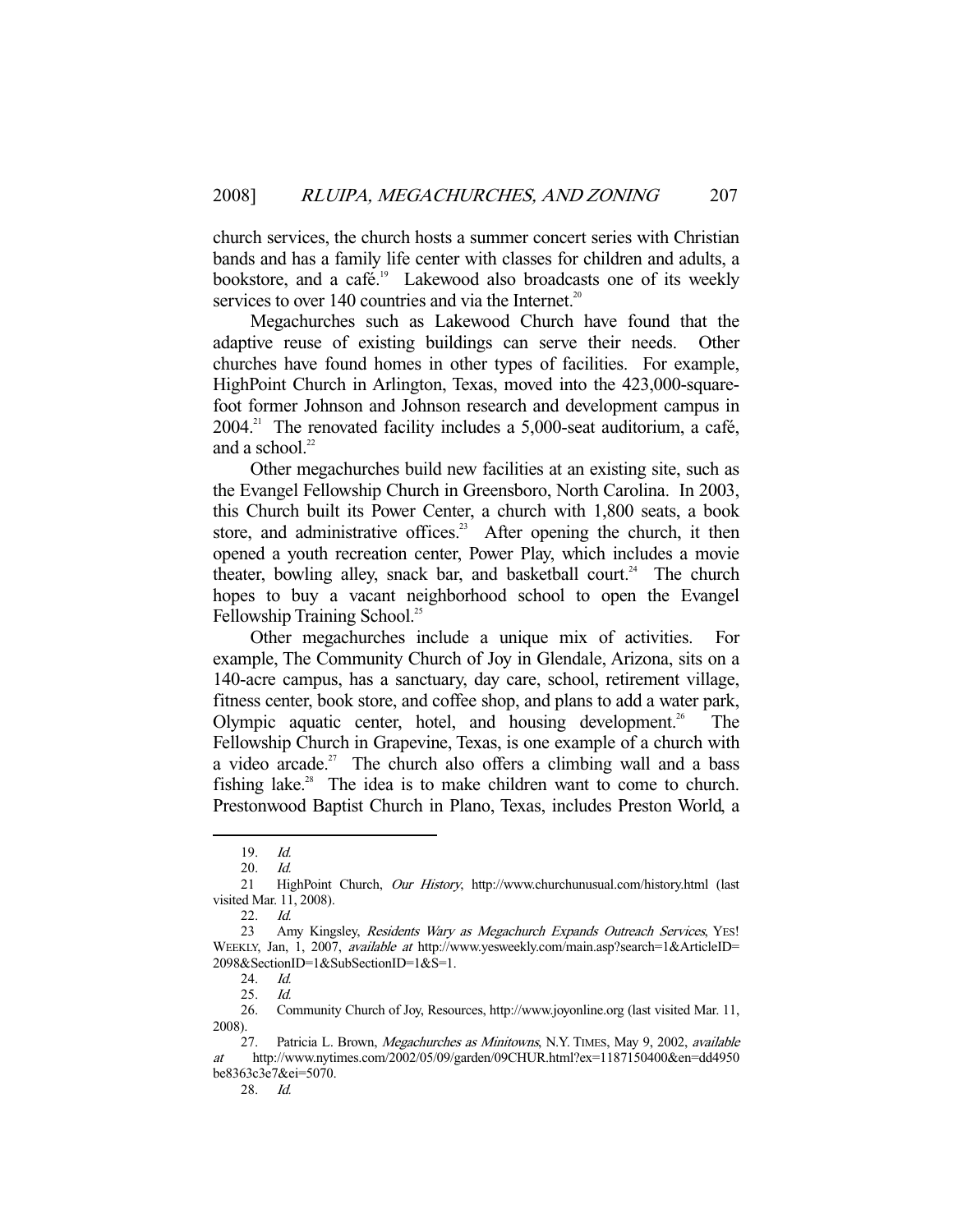church services, the church hosts a summer concert series with Christian bands and has a family life center with classes for children and adults, a bookstore, and a café.[19] Lakewood also broadcasts one of its weekly services to over 140 countries and via the Internet.[20]

Megachurches such as Lakewood Church have found that the adaptive reuse of existing buildings can serve their needs. Other churches have found homes in other types of facilities. For example, HighPoint Church in Arlington, Texas, moved into the 423,000-square-foot former Johnson and Johnson research and development campus in 2004.[21] The renovated facility includes a 5,000-seat auditorium, a café, and a school.[22]

Other megachurches build new facilities at an existing site, such as the Evangel Fellowship Church in Greensboro, North Carolina. In 2003, this Church built its Power Center, a church with 1,800 seats, a book store, and administrative offices.[23] After opening the church, it then opened a youth recreation center, Power Play, which includes a movie theater, bowling alley, snack bar, and basketball court.[24] The church hopes to buy a vacant neighborhood school to open the Evangel Fellowship Training School.[25]

Other megachurches include a unique mix of activities. For example, The Community Church of Joy in Glendale, Arizona, sits on a 140-acre campus, has a sanctuary, day care, school, retirement village, fitness center, book store, and coffee shop, and plans to add a water park, Olympic aquatic center, hotel, and housing development.[26] The Fellowship Church in Grapevine, Texas, is one example of a church with a video arcade.[27] The church also offers a climbing wall and a bass fishing lake.[28] The idea is to make children want to come to church. Prestonwood Baptist Church in Plano, Texas, includes Preston World, a

---

19. *Id.*

20. *Id.*

21 HighPoint Church, *Our History*, http://www.churchunusual.com/history.html (last visited Mar. 11, 2008).

22. *Id.*

23 Amy Kingsley, *Residents Wary as Megachurch Expands Outreach Services*, YES! WEEKLY, Jan, 1, 2007, *available at* http://www.yesweekly.com/main.asp?search=1&ArticleID=2098&SectionID=1&SubSectionID=1&S=1.

24. *Id.*

25. *Id.*

26. Community Church of Joy, Resources, http://www.joyonline.org (last visited Mar. 11, 2008).

27. Patricia L. Brown, *Megachurches as Minitowns*, N.Y. TIMES, May 9, 2002, *available at* http://www.nytimes.com/2002/05/09/garden/09CHUR.html?ex=1187150400&en=dd4950be8363c3e7&ei=5070.

28. *Id.*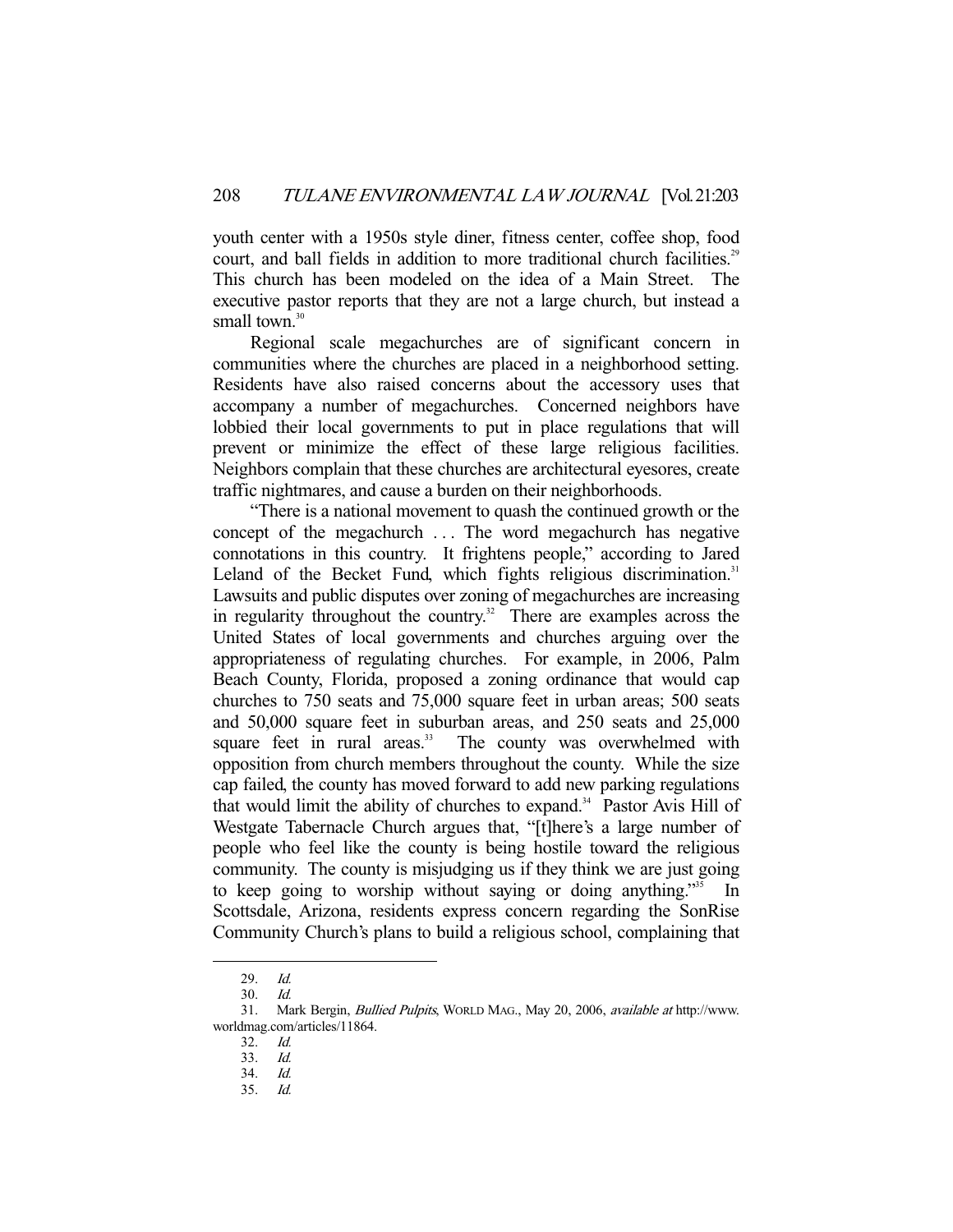youth center with a 1950s style diner, fitness center, coffee shop, food court, and ball fields in addition to more traditional church facilities.[29] This church has been modeled on the idea of a Main Street. The executive pastor reports that they are not a large church, but instead a small town.[30]

Regional scale megachurches are of significant concern in communities where the churches are placed in a neighborhood setting. Residents have also raised concerns about the accessory uses that accompany a number of megachurches. Concerned neighbors have lobbied their local governments to put in place regulations that will prevent or minimize the effect of these large religious facilities. Neighbors complain that these churches are architectural eyesores, create traffic nightmares, and cause a burden on their neighborhoods.

"There is a national movement to quash the continued growth or the concept of the megachurch . . . The word megachurch has negative connotations in this country. It frightens people," according to Jared Leland of the Becket Fund, which fights religious discrimination.[31] Lawsuits and public disputes over zoning of megachurches are increasing in regularity throughout the country.[32] There are examples across the United States of local governments and churches arguing over the appropriateness of regulating churches. For example, in 2006, Palm Beach County, Florida, proposed a zoning ordinance that would cap churches to 750 seats and 75,000 square feet in urban areas; 500 seats and 50,000 square feet in suburban areas, and 250 seats and 25,000 square feet in rural areas.[33] The county was overwhelmed with opposition from church members throughout the county. While the size cap failed, the county has moved forward to add new parking regulations that would limit the ability of churches to expand.[34] Pastor Avis Hill of Westgate Tabernacle Church argues that, "[t]here's a large number of people who feel like the county is being hostile toward the religious community. The county is misjudging us if they think we are just going to keep going to worship without saying or doing anything."[35] In Scottsdale, Arizona, residents express concern regarding the SonRise Community Church's plans to build a religious school, complaining that

---

29. *Id.*

30. *Id.*

31. Mark Bergin, *Bullied Pulpits*, WORLD MAG., May 20, 2006, *available at* http://www.worldmag.com/articles/11864.

32. *Id.*

33. *Id.*

34. *Id.*

35. *Id.*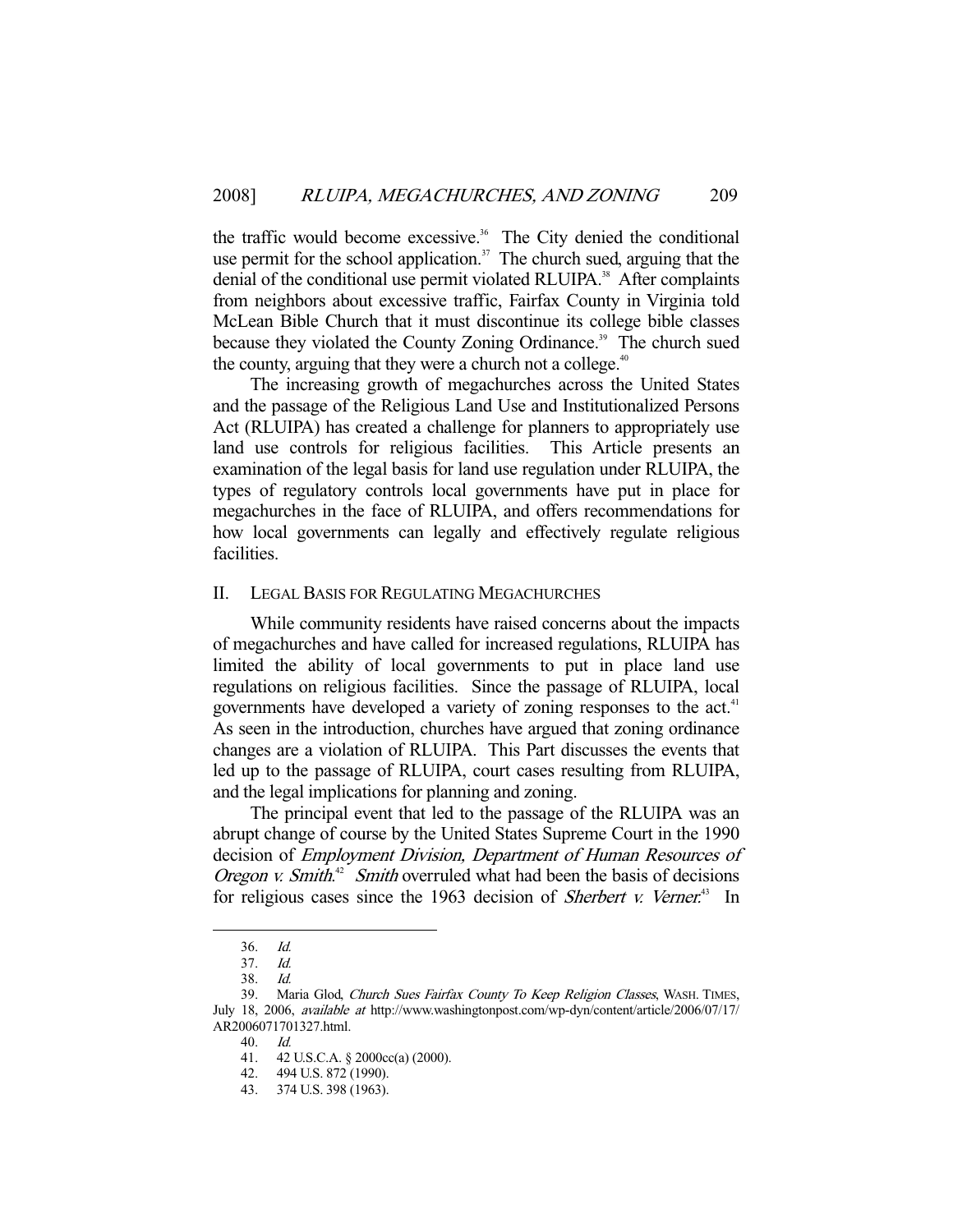the traffic would become excessive.[36] The City denied the conditional use permit for the school application.[37] The church sued, arguing that the denial of the conditional use permit violated RLUIPA.[38] After complaints from neighbors about excessive traffic, Fairfax County in Virginia told McLean Bible Church that it must discontinue its college bible classes because they violated the County Zoning Ordinance.[39] The church sued the county, arguing that they were a church not a college.[40]

The increasing growth of megachurches across the United States and the passage of the Religious Land Use and Institutionalized Persons Act (RLUIPA) has created a challenge for planners to appropriately use land use controls for religious facilities. This Article presents an examination of the legal basis for land use regulation under RLUIPA, the types of regulatory controls local governments have put in place for megachurches in the face of RLUIPA, and offers recommendations for how local governments can legally and effectively regulate religious facilities.

## II. LEGAL BASIS FOR REGULATING MEGACHURCHES

While community residents have raised concerns about the impacts of megachurches and have called for increased regulations, RLUIPA has limited the ability of local governments to put in place land use regulations on religious facilities. Since the passage of RLUIPA, local governments have developed a variety of zoning responses to the act.[41] As seen in the introduction, churches have argued that zoning ordinance changes are a violation of RLUIPA. This Part discusses the events that led up to the passage of RLUIPA, court cases resulting from RLUIPA, and the legal implications for planning and zoning.

The principal event that led to the passage of the RLUIPA was an abrupt change of course by the United States Supreme Court in the 1990 decision of *Employment Division, Department of Human Resources of Oregon v. Smith*.[42] *Smith* overruled what had been the basis of decisions for religious cases since the 1963 decision of *Sherbert v. Verner*.[43] In

---

36. *Id.*
37. *Id.*
38. *Id.*
39. Maria Glod, *Church Sues Fairfax County To Keep Religion Classes*, WASH. TIMES, July 18, 2006, *available at* http://www.washingtonpost.com/wp-dyn/content/article/2006/07/17/AR2006071701327.html.
40. *Id.*
41. 42 U.S.C.A. § 2000cc(a) (2000).
42. 494 U.S. 872 (1990).
43. 374 U.S. 398 (1963).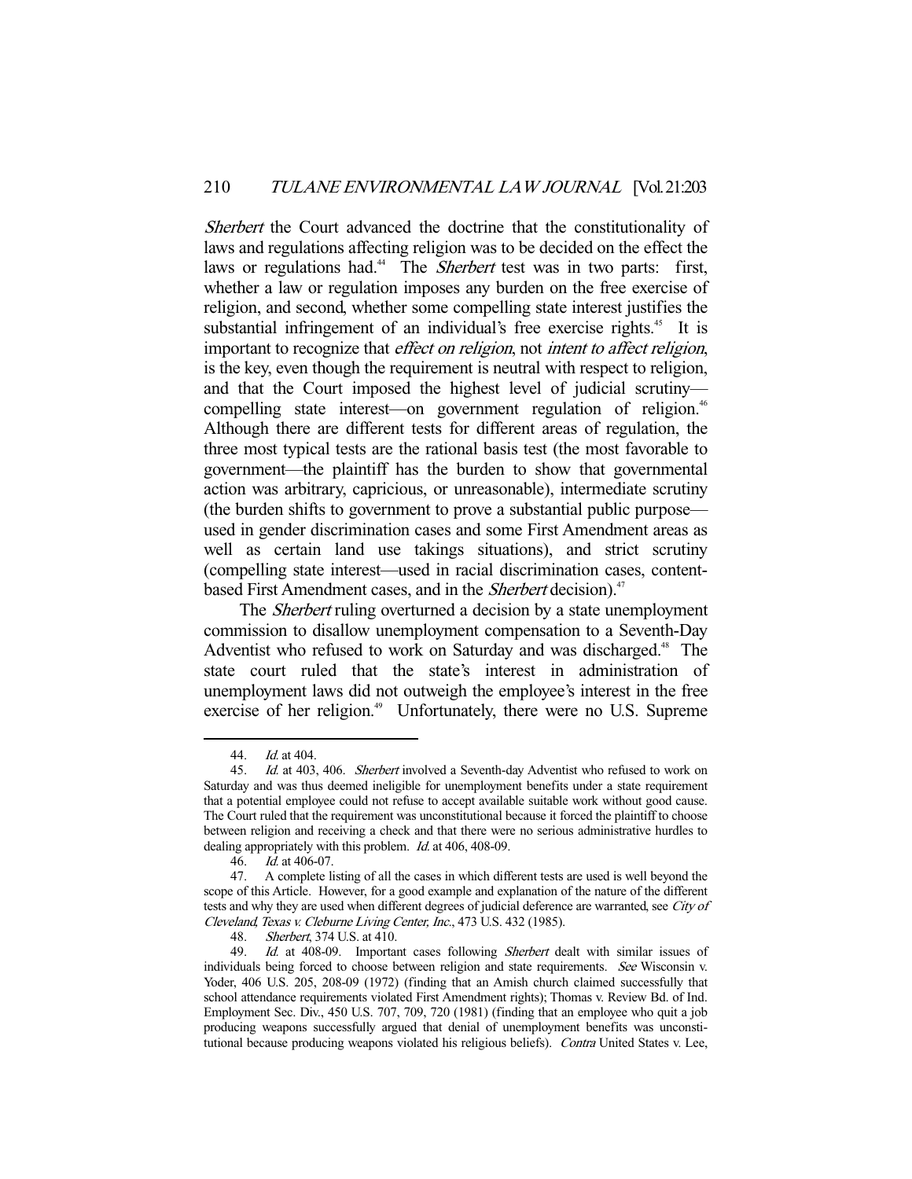*Sherbert* the Court advanced the doctrine that the constitutionality of laws and regulations affecting religion was to be decided on the effect the laws or regulations had.[44] The *Sherbert* test was in two parts: first, whether a law or regulation imposes any burden on the free exercise of religion, and second, whether some compelling state interest justifies the substantial infringement of an individual's free exercise rights.[45] It is important to recognize that *effect on religion*, not *intent to affect religion*, is the key, even though the requirement is neutral with respect to religion, and that the Court imposed the highest level of judicial scrutiny—compelling state interest—on government regulation of religion.[46] Although there are different tests for different areas of regulation, the three most typical tests are the rational basis test (the most favorable to government—the plaintiff has the burden to show that governmental action was arbitrary, capricious, or unreasonable), intermediate scrutiny (the burden shifts to government to prove a substantial public purpose—used in gender discrimination cases and some First Amendment areas as well as certain land use takings situations), and strict scrutiny (compelling state interest—used in racial discrimination cases, content-based First Amendment cases, and in the *Sherbert* decision).[47]

The *Sherbert* ruling overturned a decision by a state unemployment commission to disallow unemployment compensation to a Seventh-Day Adventist who refused to work on Saturday and was discharged.[48] The state court ruled that the state's interest in administration of unemployment laws did not outweigh the employee's interest in the free exercise of her religion.[49] Unfortunately, there were no U.S. Supreme

---

44. *Id.* at 404.

45. *Id.* at 403, 406. *Sherbert* involved a Seventh-day Adventist who refused to work on Saturday and was thus deemed ineligible for unemployment benefits under a state requirement that a potential employee could not refuse to accept available suitable work without good cause. The Court ruled that the requirement was unconstitutional because it forced the plaintiff to choose between religion and receiving a check and that there were no serious administrative hurdles to dealing appropriately with this problem. *Id.* at 406, 408-09.

46. *Id.* at 406-07.

47. A complete listing of all the cases in which different tests are used is well beyond the scope of this Article. However, for a good example and explanation of the nature of the different tests and why they are used when different degrees of judicial deference are warranted, see *City of Cleveland, Texas v. Cleburne Living Center, Inc.*, 473 U.S. 432 (1985).

48. *Sherbert*, 374 U.S. at 410.

49. *Id.* at 408-09. Important cases following *Sherbert* dealt with similar issues of individuals being forced to choose between religion and state requirements. *See* Wisconsin v. Yoder, 406 U.S. 205, 208-09 (1972) (finding that an Amish church claimed successfully that school attendance requirements violated First Amendment rights); Thomas v. Review Bd. of Ind. Employment Sec. Div., 450 U.S. 707, 709, 720 (1981) (finding that an employee who quit a job producing weapons successfully argued that denial of unemployment benefits was unconstitutional because producing weapons violated his religious beliefs). *Contra* United States v. Lee,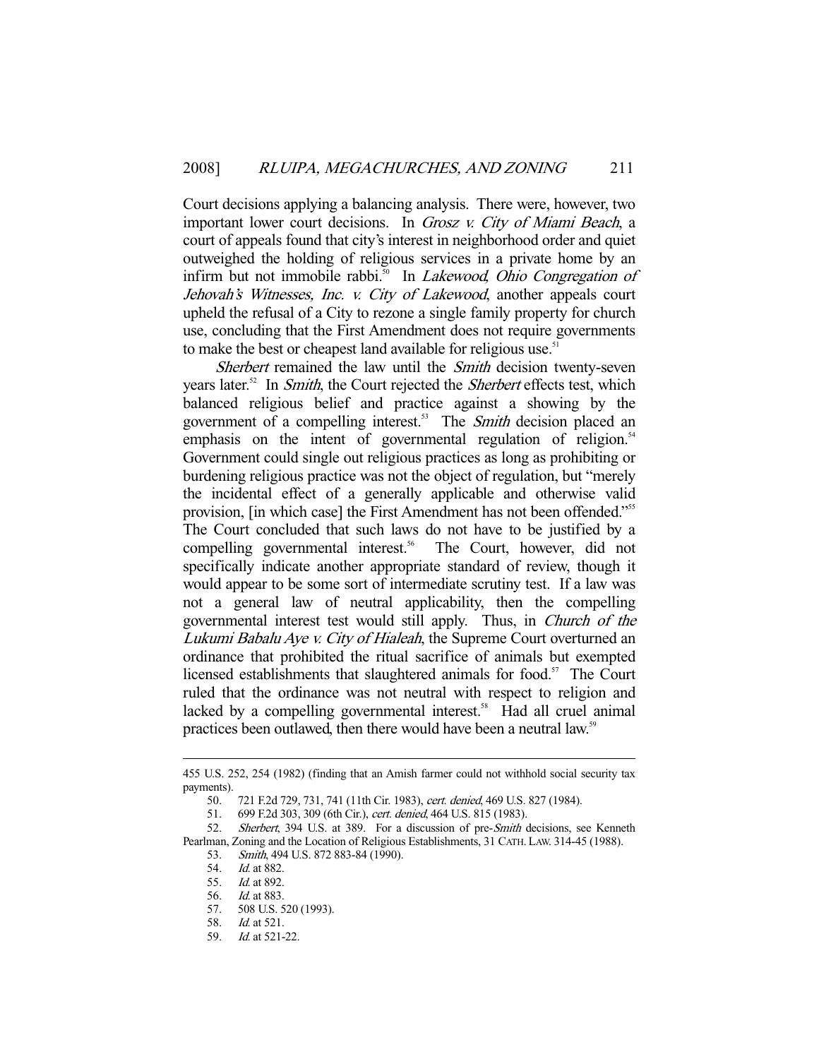Court decisions applying a balancing analysis. There were, however, two important lower court decisions. In *Grosz v. City of Miami Beach*, a court of appeals found that city's interest in neighborhood order and quiet outweighed the holding of religious services in a private home by an infirm but not immobile rabbi.[50] In *Lakewood, Ohio Congregation of Jehovah's Witnesses, Inc. v. City of Lakewood*, another appeals court upheld the refusal of a City to rezone a single family property for church use, concluding that the First Amendment does not require governments to make the best or cheapest land available for religious use.[51]

*Sherbert* remained the law until the *Smith* decision twenty-seven years later.[52] In *Smith*, the Court rejected the *Sherbert* effects test, which balanced religious belief and practice against a showing by the government of a compelling interest.[53] The *Smith* decision placed an emphasis on the intent of governmental regulation of religion.[54] Government could single out religious practices as long as prohibiting or burdening religious practice was not the object of regulation, but "merely the incidental effect of a generally applicable and otherwise valid provision, [in which case] the First Amendment has not been offended."[55] The Court concluded that such laws do not have to be justified by a compelling governmental interest.[56] The Court, however, did not specifically indicate another appropriate standard of review, though it would appear to be some sort of intermediate scrutiny test. If a law was not a general law of neutral applicability, then the compelling governmental interest test would still apply. Thus, in *Church of the Lukumi Babalu Aye v. City of Hialeah*, the Supreme Court overturned an ordinance that prohibited the ritual sacrifice of animals but exempted licensed establishments that slaughtered animals for food.[57] The Court ruled that the ordinance was not neutral with respect to religion and lacked by a compelling governmental interest.[58] Had all cruel animal practices been outlawed, then there would have been a neutral law.[59]

---

455 U.S. 252, 254 (1982) (finding that an Amish farmer could not withhold social security tax payments).

50. 721 F.2d 729, 731, 741 (11th Cir. 1983), *cert. denied*, 469 U.S. 827 (1984).

51. 699 F.2d 303, 309 (6th Cir.), *cert. denied*, 464 U.S. 815 (1983).

52. *Sherbert*, 394 U.S. at 389. For a discussion of pre-*Smith* decisions, see Kenneth Pearlman, Zoning and the Location of Religious Establishments, 31 CATH. LAW. 314-45 (1988).

53. *Smith*, 494 U.S. 872 883-84 (1990).

54. *Id.* at 882.

55. *Id.* at 892.

56. *Id.* at 883.

57. 508 U.S. 520 (1993).

58. *Id.* at 521.

59. *Id.* at 521-22.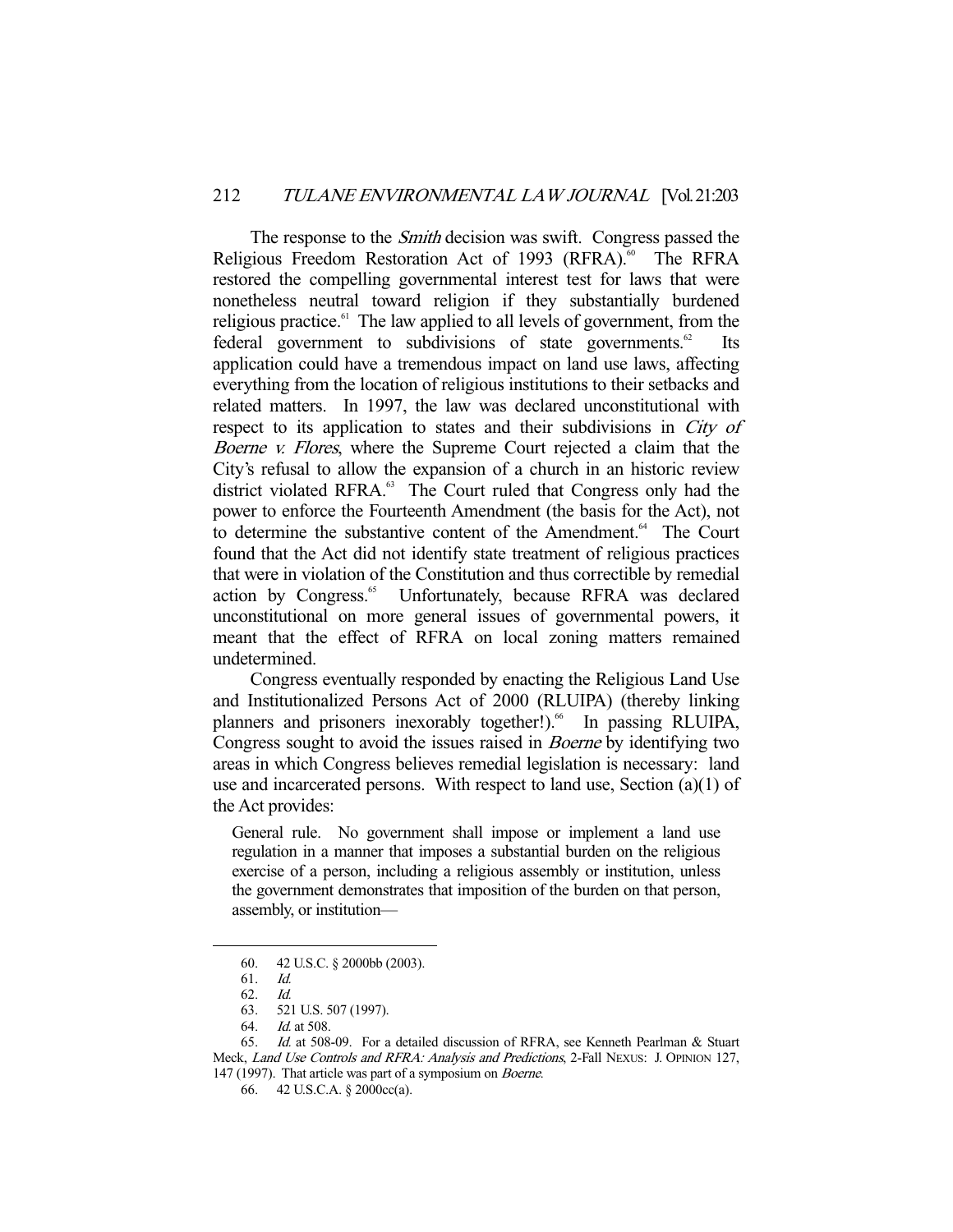The response to the *Smith* decision was swift. Congress passed the Religious Freedom Restoration Act of 1993 (RFRA).[60] The RFRA restored the compelling governmental interest test for laws that were nonetheless neutral toward religion if they substantially burdened religious practice.[61] The law applied to all levels of government, from the federal government to subdivisions of state governments.[62] Its application could have a tremendous impact on land use laws, affecting everything from the location of religious institutions to their setbacks and related matters. In 1997, the law was declared unconstitutional with respect to its application to states and their subdivisions in *City of Boerne v. Flores*, where the Supreme Court rejected a claim that the City's refusal to allow the expansion of a church in an historic review district violated RFRA.[63] The Court ruled that Congress only had the power to enforce the Fourteenth Amendment (the basis for the Act), not to determine the substantive content of the Amendment.[64] The Court found that the Act did not identify state treatment of religious practices that were in violation of the Constitution and thus correctible by remedial action by Congress.[65] Unfortunately, because RFRA was declared unconstitutional on more general issues of governmental powers, it meant that the effect of RFRA on local zoning matters remained undetermined.

Congress eventually responded by enacting the Religious Land Use and Institutionalized Persons Act of 2000 (RLUIPA) (thereby linking planners and prisoners inexorably together!).[66] In passing RLUIPA, Congress sought to avoid the issues raised in *Boerne* by identifying two areas in which Congress believes remedial legislation is necessary: land use and incarcerated persons. With respect to land use, Section (a)(1) of the Act provides:

> General rule. No government shall impose or implement a land use regulation in a manner that imposes a substantial burden on the religious exercise of a person, including a religious assembly or institution, unless the government demonstrates that imposition of the burden on that person, assembly, or institution—

---

60. 42 U.S.C. § 2000bb (2003).

61. *Id.*

62. *Id.*

63. 521 U.S. 507 (1997).

64. *Id.* at 508.

65. *Id.* at 508-09. For a detailed discussion of RFRA, see Kenneth Pearlman & Stuart Meck, *Land Use Controls and RFRA: Analysis and Predictions*, 2-Fall NEXUS: J. OPINION 127, 147 (1997). That article was part of a symposium on *Boerne*.

66. 42 U.S.C.A. § 2000cc(a).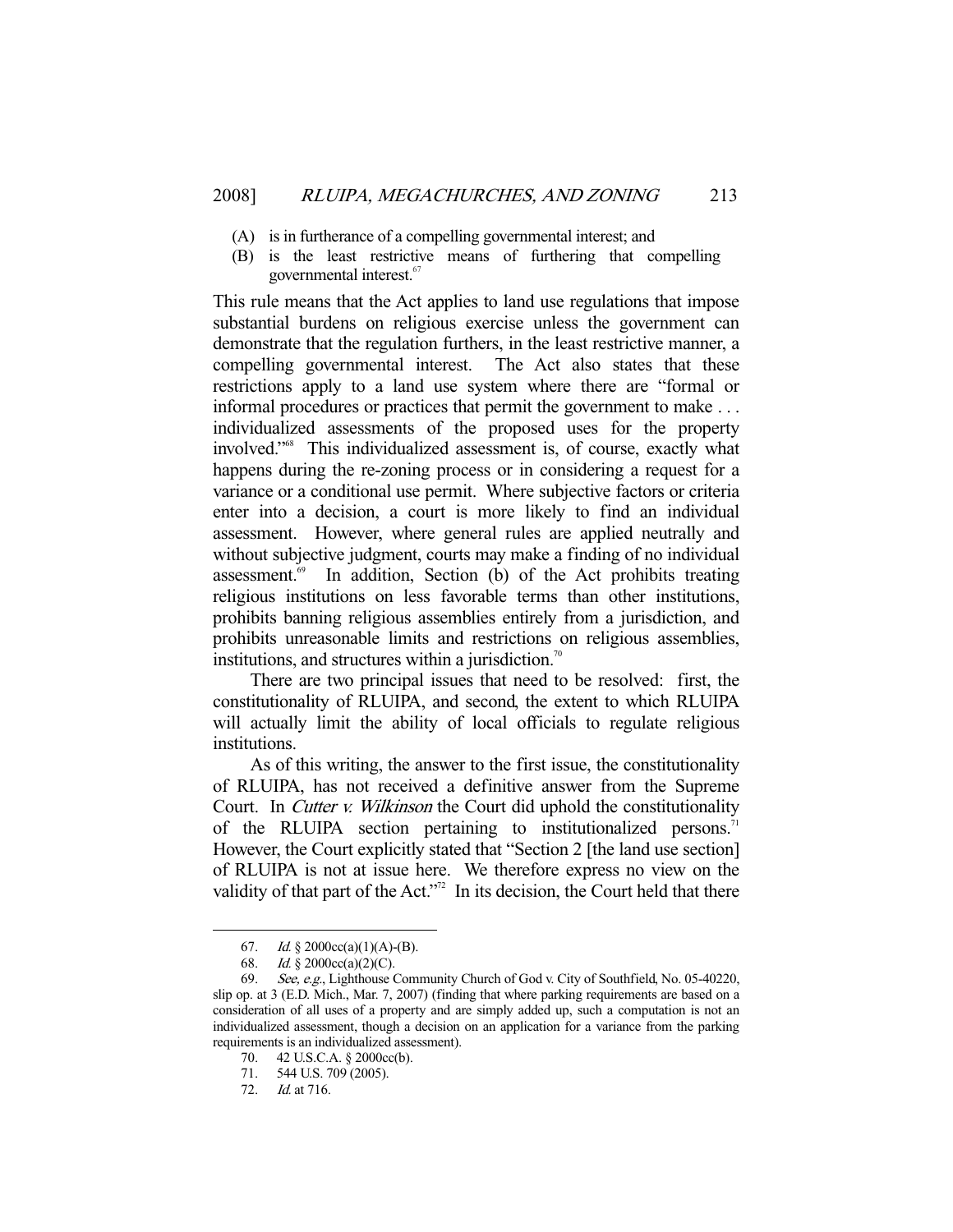(A) is in furtherance of a compelling governmental interest; and

(B) is the least restrictive means of furthering that compelling governmental interest.[67]

This rule means that the Act applies to land use regulations that impose substantial burdens on religious exercise unless the government can demonstrate that the regulation furthers, in the least restrictive manner, a compelling governmental interest. The Act also states that these restrictions apply to a land use system where there are "formal or informal procedures or practices that permit the government to make . . . individualized assessments of the proposed uses for the property involved."[68] This individualized assessment is, of course, exactly what happens during the re-zoning process or in considering a request for a variance or a conditional use permit. Where subjective factors or criteria enter into a decision, a court is more likely to find an individual assessment. However, where general rules are applied neutrally and without subjective judgment, courts may make a finding of no individual assessment.[69] In addition, Section (b) of the Act prohibits treating religious institutions on less favorable terms than other institutions, prohibits banning religious assemblies entirely from a jurisdiction, and prohibits unreasonable limits and restrictions on religious assemblies, institutions, and structures within a jurisdiction.[70]

There are two principal issues that need to be resolved: first, the constitutionality of RLUIPA, and second, the extent to which RLUIPA will actually limit the ability of local officials to regulate religious institutions.

As of this writing, the answer to the first issue, the constitutionality of RLUIPA, has not received a definitive answer from the Supreme Court. In *Cutter v. Wilkinson* the Court did uphold the constitutionality of the RLUIPA section pertaining to institutionalized persons.[71] However, the Court explicitly stated that "Section 2 [the land use section] of RLUIPA is not at issue here. We therefore express no view on the validity of that part of the Act."[72] In its decision, the Court held that there

---

67. *Id.* § 2000cc(a)(1)(A)-(B).

68. *Id.* § 2000cc(a)(2)(C).

69. *See, e.g.*, Lighthouse Community Church of God v. City of Southfield, No. 05-40220, slip op. at 3 (E.D. Mich., Mar. 7, 2007) (finding that where parking requirements are based on a consideration of all uses of a property and are simply added up, such a computation is not an individualized assessment, though a decision on an application for a variance from the parking requirements is an individualized assessment).

70. 42 U.S.C.A. § 2000cc(b).

71. 544 U.S. 709 (2005).

72. *Id.* at 716.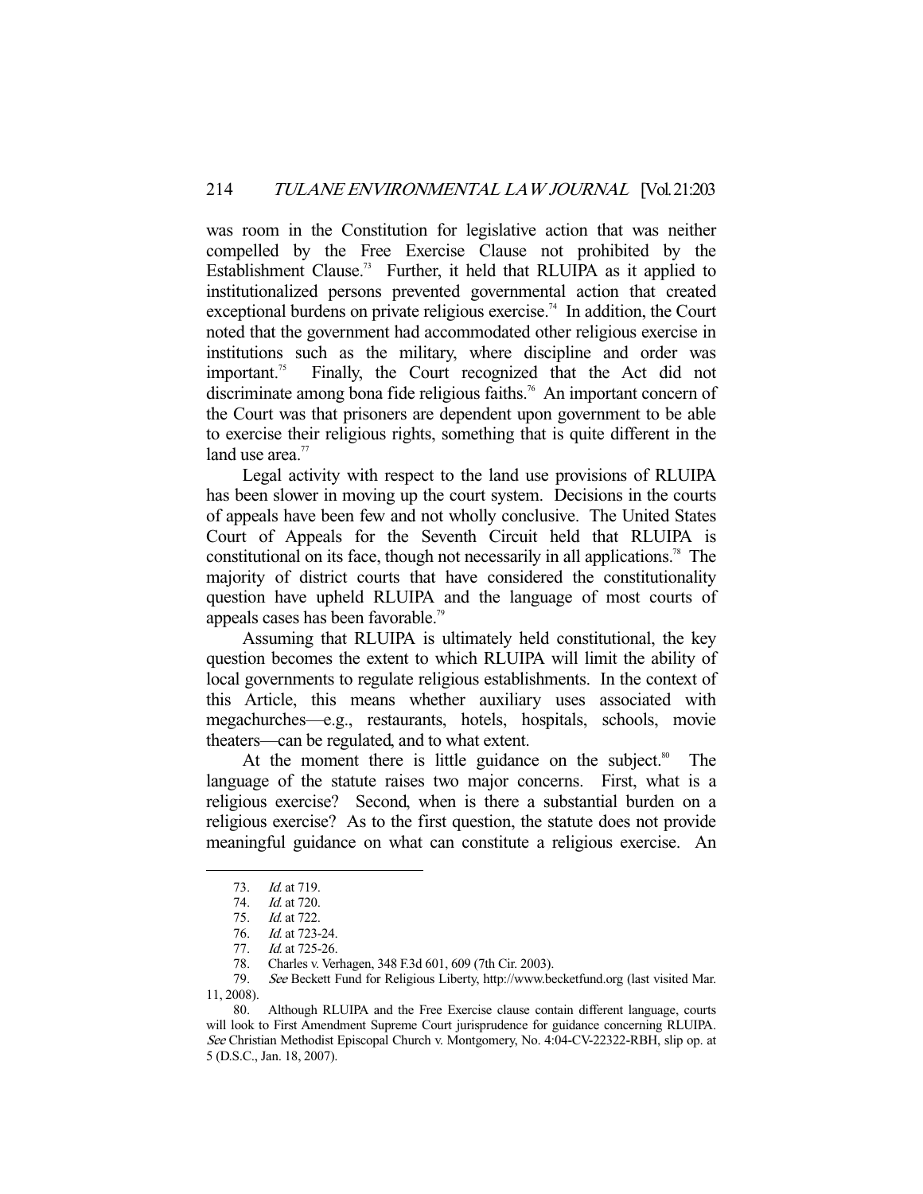was room in the Constitution for legislative action that was neither compelled by the Free Exercise Clause not prohibited by the Establishment Clause.[73] Further, it held that RLUIPA as it applied to institutionalized persons prevented governmental action that created exceptional burdens on private religious exercise.[74] In addition, the Court noted that the government had accommodated other religious exercise in institutions such as the military, where discipline and order was important.[75] Finally, the Court recognized that the Act did not discriminate among bona fide religious faiths.[76] An important concern of the Court was that prisoners are dependent upon government to be able to exercise their religious rights, something that is quite different in the land use area.[77]

Legal activity with respect to the land use provisions of RLUIPA has been slower in moving up the court system. Decisions in the courts of appeals have been few and not wholly conclusive. The United States Court of Appeals for the Seventh Circuit held that RLUIPA is constitutional on its face, though not necessarily in all applications.[78] The majority of district courts that have considered the constitutionality question have upheld RLUIPA and the language of most courts of appeals cases has been favorable.[79]

Assuming that RLUIPA is ultimately held constitutional, the key question becomes the extent to which RLUIPA will limit the ability of local governments to regulate religious establishments. In the context of this Article, this means whether auxiliary uses associated with megachurches—e.g., restaurants, hotels, hospitals, schools, movie theaters—can be regulated, and to what extent.

At the moment there is little guidance on the subject.[80] The language of the statute raises two major concerns. First, what is a religious exercise? Second, when is there a substantial burden on a religious exercise? As to the first question, the statute does not provide meaningful guidance on what can constitute a religious exercise. An

---

73. *Id.* at 719.

74. *Id.* at 720.

75. *Id.* at 722.

76. *Id.* at 723-24.

77. *Id.* at 725-26.

78. Charles v. Verhagen, 348 F.3d 601, 609 (7th Cir. 2003).

79. *See* Beckett Fund for Religious Liberty, http://www.becketfund.org (last visited Mar. 11, 2008).

80. Although RLUIPA and the Free Exercise clause contain different language, courts will look to First Amendment Supreme Court jurisprudence for guidance concerning RLUIPA. *See* Christian Methodist Episcopal Church v. Montgomery, No. 4:04-CV-22322-RBH, slip op. at 5 (D.S.C., Jan. 18, 2007).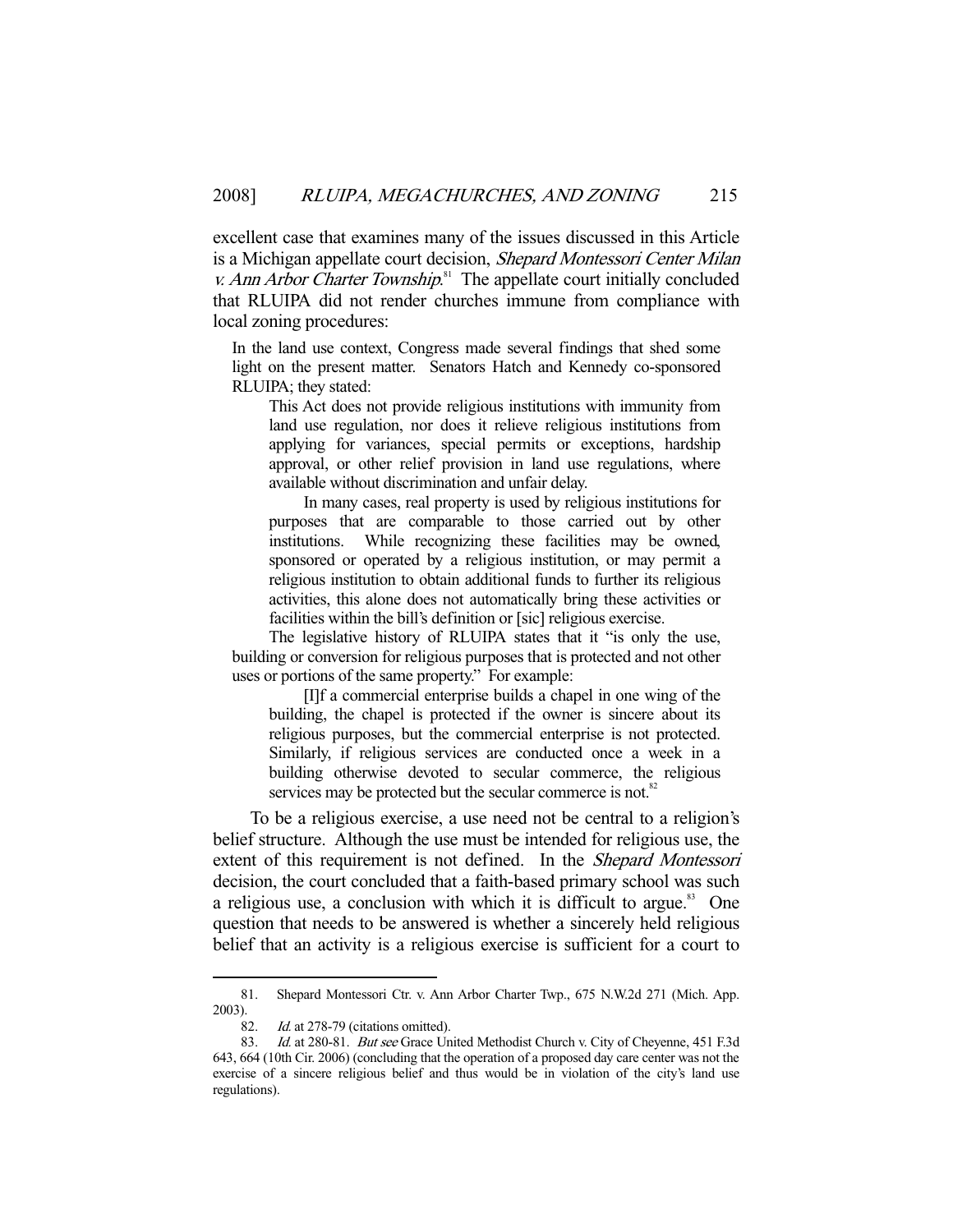excellent case that examines many of the issues discussed in this Article is a Michigan appellate court decision, *Shepard Montessori Center Milan v. Ann Arbor Charter Township*.[81] The appellate court initially concluded that RLUIPA did not render churches immune from compliance with local zoning procedures:

> In the land use context, Congress made several findings that shed some light on the present matter. Senators Hatch and Kennedy co-sponsored RLUIPA; they stated:
>
> > This Act does not provide religious institutions with immunity from land use regulation, nor does it relieve religious institutions from applying for variances, special permits or exceptions, hardship approval, or other relief provision in land use regulations, where available without discrimination and unfair delay.
> >
> > In many cases, real property is used by religious institutions for purposes that are comparable to those carried out by other institutions. While recognizing these facilities may be owned, sponsored or operated by a religious institution, or may permit a religious institution to obtain additional funds to further its religious activities, this alone does not automatically bring these activities or facilities within the bill's definition or [sic] religious exercise.
>
> The legislative history of RLUIPA states that it "is only the use, building or conversion for religious purposes that is protected and not other uses or portions of the same property." For example:
>
> > [I]f a commercial enterprise builds a chapel in one wing of the building, the chapel is protected if the owner is sincere about its religious purposes, but the commercial enterprise is not protected. Similarly, if religious services are conducted once a week in a building otherwise devoted to secular commerce, the religious services may be protected but the secular commerce is not.[82]

To be a religious exercise, a use need not be central to a religion's belief structure. Although the use must be intended for religious use, the extent of this requirement is not defined. In the *Shepard Montessori* decision, the court concluded that a faith-based primary school was such a religious use, a conclusion with which it is difficult to argue.[83] One question that needs to be answered is whether a sincerely held religious belief that an activity is a religious exercise is sufficient for a court to

---

81. Shepard Montessori Ctr. v. Ann Arbor Charter Twp., 675 N.W.2d 271 (Mich. App. 2003).

82. *Id.* at 278-79 (citations omitted).

83. *Id.* at 280-81. *But see* Grace United Methodist Church v. City of Cheyenne, 451 F.3d 643, 664 (10th Cir. 2006) (concluding that the operation of a proposed day care center was not the exercise of a sincere religious belief and thus would be in violation of the city's land use regulations).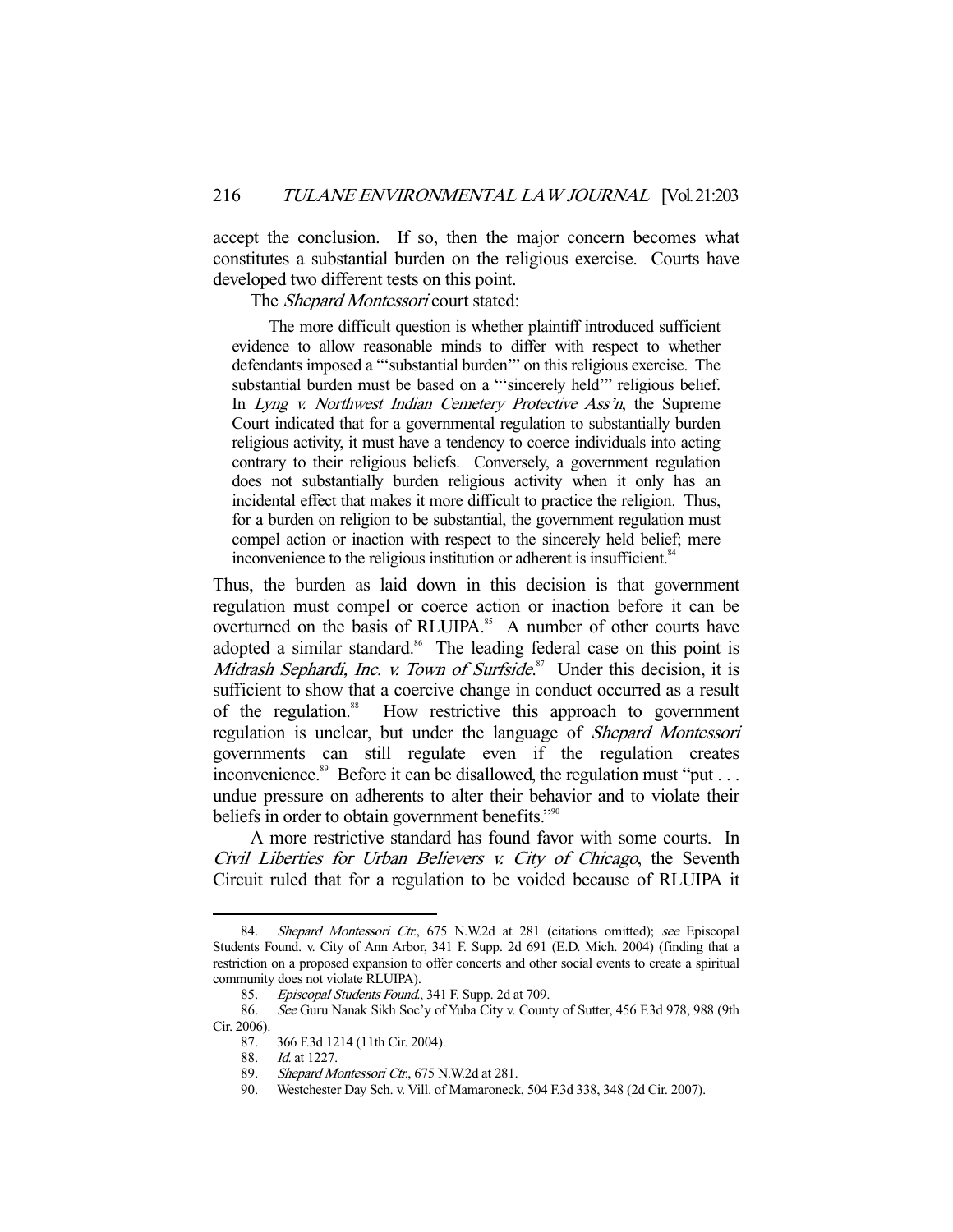accept the conclusion. If so, then the major concern becomes what constitutes a substantial burden on the religious exercise. Courts have developed two different tests on this point.

The *Shepard Montessori* court stated:

> The more difficult question is whether plaintiff introduced sufficient evidence to allow reasonable minds to differ with respect to whether defendants imposed a "'substantial burden'" on this religious exercise. The substantial burden must be based on a "'sincerely held'" religious belief. In *Lyng v. Northwest Indian Cemetery Protective Ass'n*, the Supreme Court indicated that for a governmental regulation to substantially burden religious activity, it must have a tendency to coerce individuals into acting contrary to their religious beliefs. Conversely, a government regulation does not substantially burden religious activity when it only has an incidental effect that makes it more difficult to practice the religion. Thus, for a burden on religion to be substantial, the government regulation must compel action or inaction with respect to the sincerely held belief; mere inconvenience to the religious institution or adherent is insufficient.[84]

Thus, the burden as laid down in this decision is that government regulation must compel or coerce action or inaction before it can be overturned on the basis of RLUIPA.[85] A number of other courts have adopted a similar standard.[86] The leading federal case on this point is *Midrash Sephardi, Inc. v. Town of Surfside*.[87] Under this decision, it is sufficient to show that a coercive change in conduct occurred as a result of the regulation.[88] How restrictive this approach to government regulation is unclear, but under the language of *Shepard Montessori* governments can still regulate even if the regulation creates inconvenience.[89] Before it can be disallowed, the regulation must "put . . . undue pressure on adherents to alter their behavior and to violate their beliefs in order to obtain government benefits."[90]

A more restrictive standard has found favor with some courts. In *Civil Liberties for Urban Believers v. City of Chicago*, the Seventh Circuit ruled that for a regulation to be voided because of RLUIPA it

---

84. *Shepard Montessori Ctr.*, 675 N.W.2d at 281 (citations omitted); *see* Episcopal Students Found. v. City of Ann Arbor, 341 F. Supp. 2d 691 (E.D. Mich. 2004) (finding that a restriction on a proposed expansion to offer concerts and other social events to create a spiritual community does not violate RLUIPA).

85. *Episcopal Students Found.*, 341 F. Supp. 2d at 709.

86. *See* Guru Nanak Sikh Soc'y of Yuba City v. County of Sutter, 456 F.3d 978, 988 (9th Cir. 2006).

87. 366 F.3d 1214 (11th Cir. 2004).

88. *Id.* at 1227.

89. *Shepard Montessori Ctr.*, 675 N.W.2d at 281.

90. Westchester Day Sch. v. Vill. of Mamaroneck, 504 F.3d 338, 348 (2d Cir. 2007).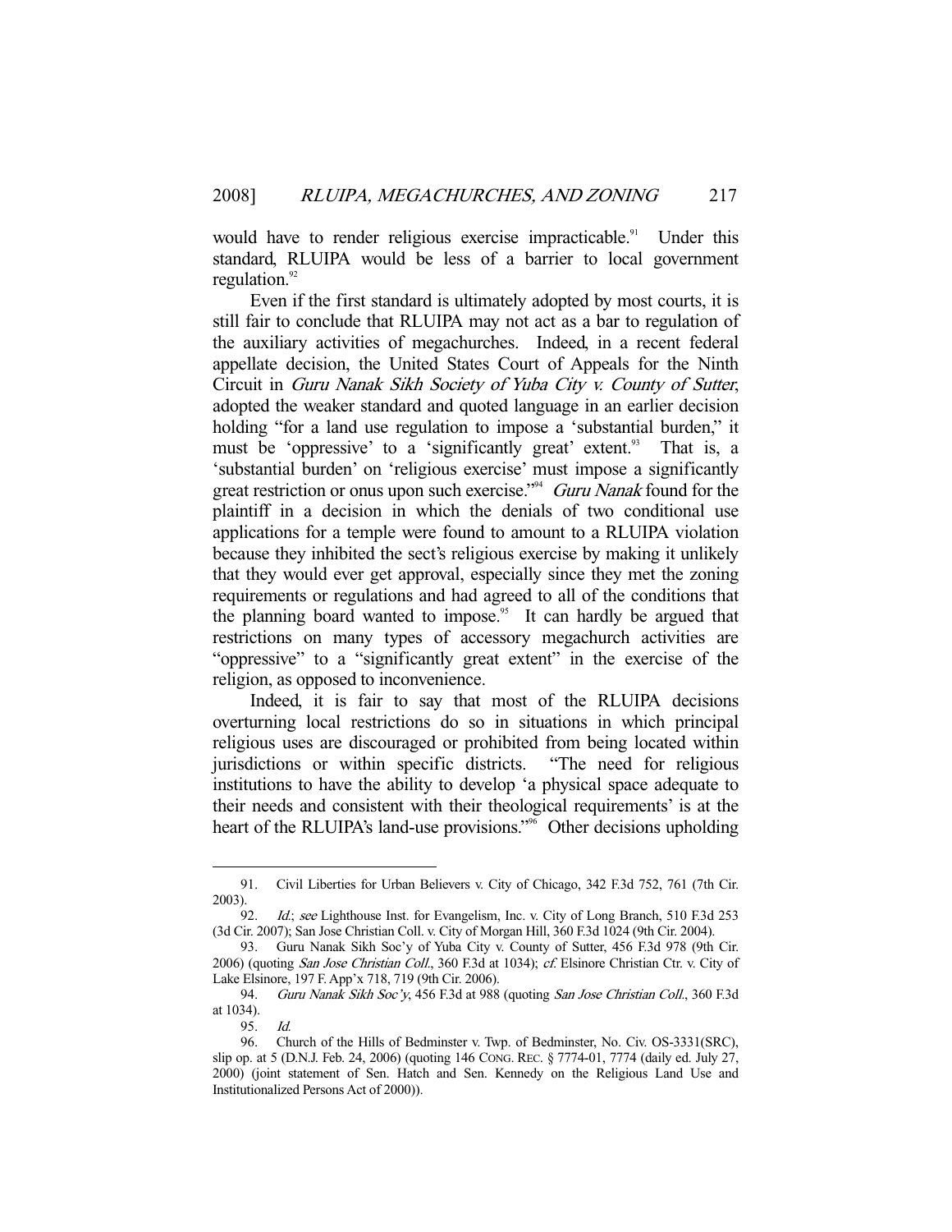would have to render religious exercise impracticable.[91] Under this standard, RLUIPA would be less of a barrier to local government regulation.[92]

Even if the first standard is ultimately adopted by most courts, it is still fair to conclude that RLUIPA may not act as a bar to regulation of the auxiliary activities of megachurches. Indeed, in a recent federal appellate decision, the United States Court of Appeals for the Ninth Circuit in *Guru Nanak Sikh Society of Yuba City v. County of Sutter*, adopted the weaker standard and quoted language in an earlier decision holding "for a land use regulation to impose a 'substantial burden," it must be 'oppressive' to a 'significantly great' extent.[93] That is, a 'substantial burden' on 'religious exercise' must impose a significantly great restriction or onus upon such exercise."[94] *Guru Nanak* found for the plaintiff in a decision in which the denials of two conditional use applications for a temple were found to amount to a RLUIPA violation because they inhibited the sect's religious exercise by making it unlikely that they would ever get approval, especially since they met the zoning requirements or regulations and had agreed to all of the conditions that the planning board wanted to impose.[95] It can hardly be argued that restrictions on many types of accessory megachurch activities are "oppressive" to a "significantly great extent" in the exercise of the religion, as opposed to inconvenience.

Indeed, it is fair to say that most of the RLUIPA decisions overturning local restrictions do so in situations in which principal religious uses are discouraged or prohibited from being located within jurisdictions or within specific districts. "The need for religious institutions to have the ability to develop 'a physical space adequate to their needs and consistent with their theological requirements' is at the heart of the RLUIPA's land-use provisions."[96] Other decisions upholding

---

91. Civil Liberties for Urban Believers v. City of Chicago, 342 F.3d 752, 761 (7th Cir. 2003).

92. *Id.*; *see* Lighthouse Inst. for Evangelism, Inc. v. City of Long Branch, 510 F.3d 253 (3d Cir. 2007); San Jose Christian Coll. v. City of Morgan Hill, 360 F.3d 1024 (9th Cir. 2004).

93. Guru Nanak Sikh Soc'y of Yuba City v. County of Sutter, 456 F.3d 978 (9th Cir. 2006) (quoting *San Jose Christian Coll.*, 360 F.3d at 1034); *cf.* Elsinore Christian Ctr. v. City of Lake Elsinore, 197 F. App'x 718, 719 (9th Cir. 2006).

94. *Guru Nanak Sikh Soc'y*, 456 F.3d at 988 (quoting *San Jose Christian Coll.*, 360 F.3d at 1034).

95. *Id.*

96. Church of the Hills of Bedminster v. Twp. of Bedminster, No. Civ. OS-3331(SRC), slip op. at 5 (D.N.J. Feb. 24, 2006) (quoting 146 CONG. REC. § 7774-01, 7774 (daily ed. July 27, 2000) (joint statement of Sen. Hatch and Sen. Kennedy on the Religious Land Use and Institutionalized Persons Act of 2000)).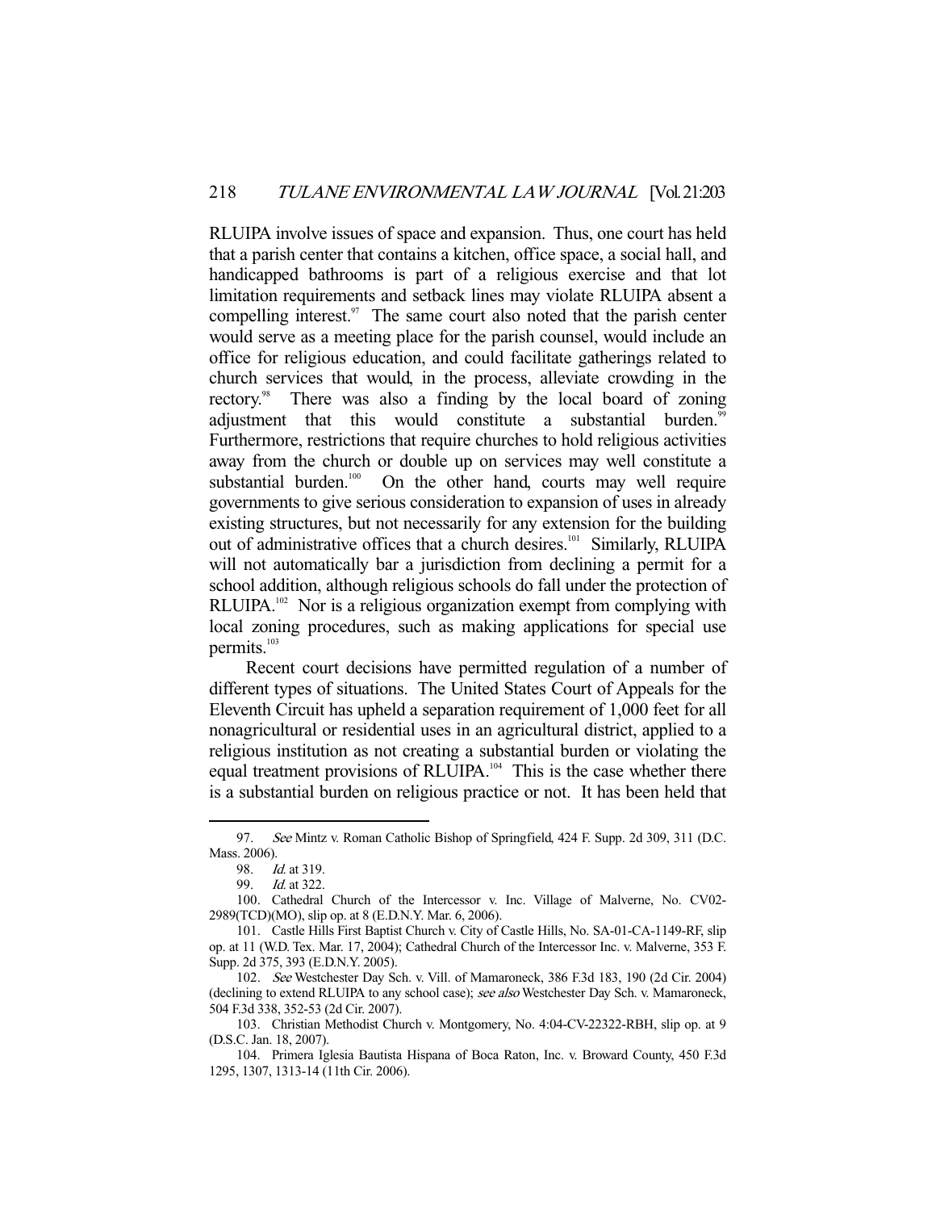RLUIPA involve issues of space and expansion. Thus, one court has held that a parish center that contains a kitchen, office space, a social hall, and handicapped bathrooms is part of a religious exercise and that lot limitation requirements and setback lines may violate RLUIPA absent a compelling interest.[97] The same court also noted that the parish center would serve as a meeting place for the parish counsel, would include an office for religious education, and could facilitate gatherings related to church services that would, in the process, alleviate crowding in the rectory.[98] There was also a finding by the local board of zoning adjustment that this would constitute a substantial burden.[99] Furthermore, restrictions that require churches to hold religious activities away from the church or double up on services may well constitute a substantial burden.[100] On the other hand, courts may well require governments to give serious consideration to expansion of uses in already existing structures, but not necessarily for any extension for the building out of administrative offices that a church desires.[101] Similarly, RLUIPA will not automatically bar a jurisdiction from declining a permit for a school addition, although religious schools do fall under the protection of RLUIPA.[102] Nor is a religious organization exempt from complying with local zoning procedures, such as making applications for special use permits.[103]

Recent court decisions have permitted regulation of a number of different types of situations. The United States Court of Appeals for the Eleventh Circuit has upheld a separation requirement of 1,000 feet for all nonagricultural or residential uses in an agricultural district, applied to a religious institution as not creating a substantial burden or violating the equal treatment provisions of RLUIPA.[104] This is the case whether there is a substantial burden on religious practice or not. It has been held that

---

97. *See* Mintz v. Roman Catholic Bishop of Springfield, 424 F. Supp. 2d 309, 311 (D.C. Mass. 2006).

98. *Id.* at 319.

99. *Id.* at 322.

100. Cathedral Church of the Intercessor v. Inc. Village of Malverne, No. CV02-2989(TCD)(MO), slip op. at 8 (E.D.N.Y. Mar. 6, 2006).

101. Castle Hills First Baptist Church v. City of Castle Hills, No. SA-01-CA-1149-RF, slip op. at 11 (W.D. Tex. Mar. 17, 2004); Cathedral Church of the Intercessor Inc. v. Malverne, 353 F. Supp. 2d 375, 393 (E.D.N.Y. 2005).

102. *See* Westchester Day Sch. v. Vill. of Mamaroneck, 386 F.3d 183, 190 (2d Cir. 2004) (declining to extend RLUIPA to any school case); *see also* Westchester Day Sch. v. Mamaroneck, 504 F.3d 338, 352-53 (2d Cir. 2007).

103. Christian Methodist Church v. Montgomery, No. 4:04-CV-22322-RBH, slip op. at 9 (D.S.C. Jan. 18, 2007).

104. Primera Iglesia Bautista Hispana of Boca Raton, Inc. v. Broward County, 450 F.3d 1295, 1307, 1313-14 (11th Cir. 2006).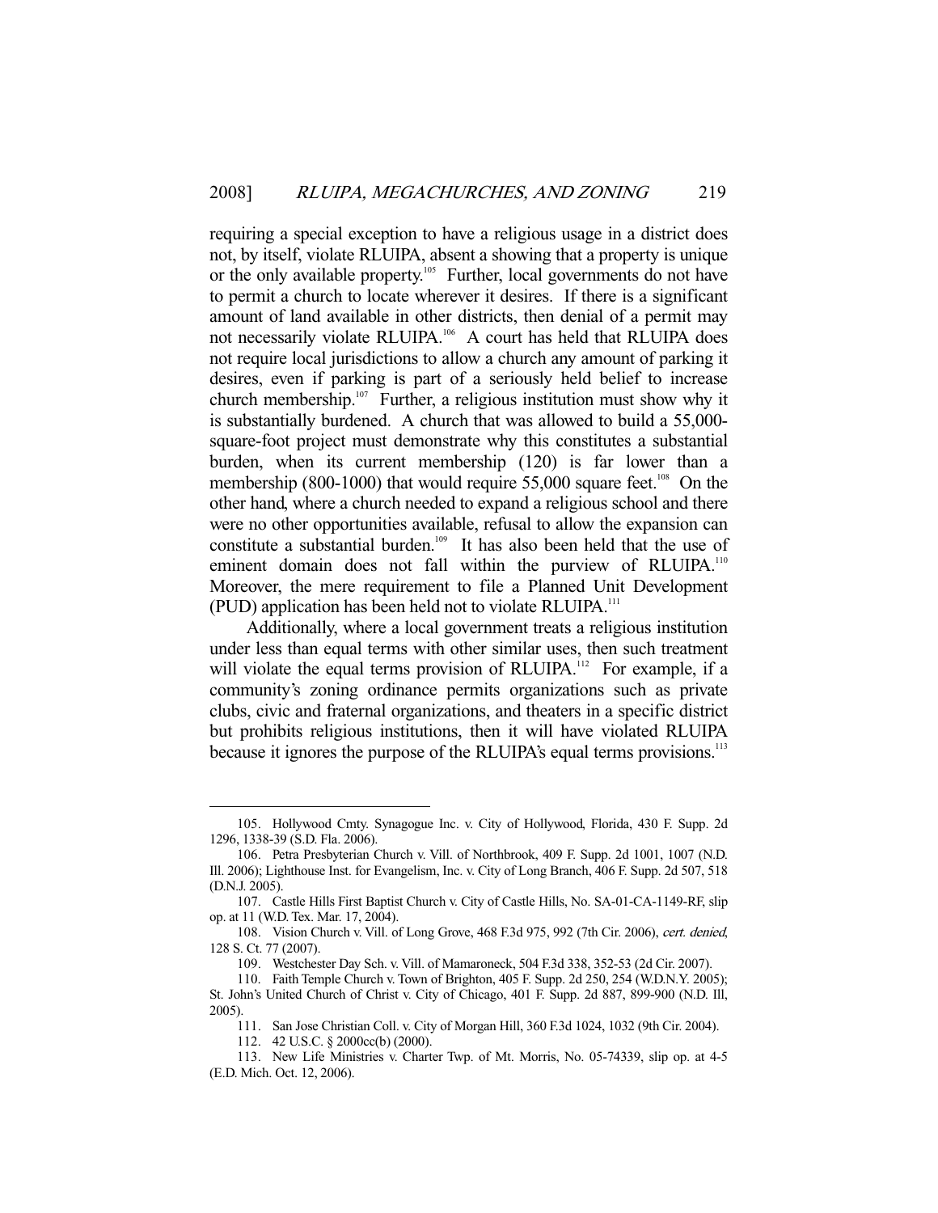requiring a special exception to have a religious usage in a district does not, by itself, violate RLUIPA, absent a showing that a property is unique or the only available property.[105] Further, local governments do not have to permit a church to locate wherever it desires. If there is a significant amount of land available in other districts, then denial of a permit may not necessarily violate RLUIPA.[106] A court has held that RLUIPA does not require local jurisdictions to allow a church any amount of parking it desires, even if parking is part of a seriously held belief to increase church membership.[107] Further, a religious institution must show why it is substantially burdened. A church that was allowed to build a 55,000-square-foot project must demonstrate why this constitutes a substantial burden, when its current membership (120) is far lower than a membership (800-1000) that would require 55,000 square feet.[108] On the other hand, where a church needed to expand a religious school and there were no other opportunities available, refusal to allow the expansion can constitute a substantial burden.[109] It has also been held that the use of eminent domain does not fall within the purview of RLUIPA.[110] Moreover, the mere requirement to file a Planned Unit Development (PUD) application has been held not to violate RLUIPA.[111]

Additionally, where a local government treats a religious institution under less than equal terms with other similar uses, then such treatment will violate the equal terms provision of RLUIPA.[112] For example, if a community's zoning ordinance permits organizations such as private clubs, civic and fraternal organizations, and theaters in a specific district but prohibits religious institutions, then it will have violated RLUIPA because it ignores the purpose of the RLUIPA's equal terms provisions.[113]

---

105. Hollywood Cmty. Synagogue Inc. v. City of Hollywood, Florida, 430 F. Supp. 2d 1296, 1338-39 (S.D. Fla. 2006).

106. Petra Presbyterian Church v. Vill. of Northbrook, 409 F. Supp. 2d 1001, 1007 (N.D. Ill. 2006); Lighthouse Inst. for Evangelism, Inc. v. City of Long Branch, 406 F. Supp. 2d 507, 518 (D.N.J. 2005).

107. Castle Hills First Baptist Church v. City of Castle Hills, No. SA-01-CA-1149-RF, slip op. at 11 (W.D. Tex. Mar. 17, 2004).

108. Vision Church v. Vill. of Long Grove, 468 F.3d 975, 992 (7th Cir. 2006), *cert. denied*, 128 S. Ct. 77 (2007).

109. Westchester Day Sch. v. Vill. of Mamaroneck, 504 F.3d 338, 352-53 (2d Cir. 2007).

110. Faith Temple Church v. Town of Brighton, 405 F. Supp. 2d 250, 254 (W.D.N.Y. 2005); St. John's United Church of Christ v. City of Chicago, 401 F. Supp. 2d 887, 899-900 (N.D. Ill, 2005).

111. San Jose Christian Coll. v. City of Morgan Hill, 360 F.3d 1024, 1032 (9th Cir. 2004).

112. 42 U.S.C. § 2000cc(b) (2000).

113. New Life Ministries v. Charter Twp. of Mt. Morris, No. 05-74339, slip op. at 4-5 (E.D. Mich. Oct. 12, 2006).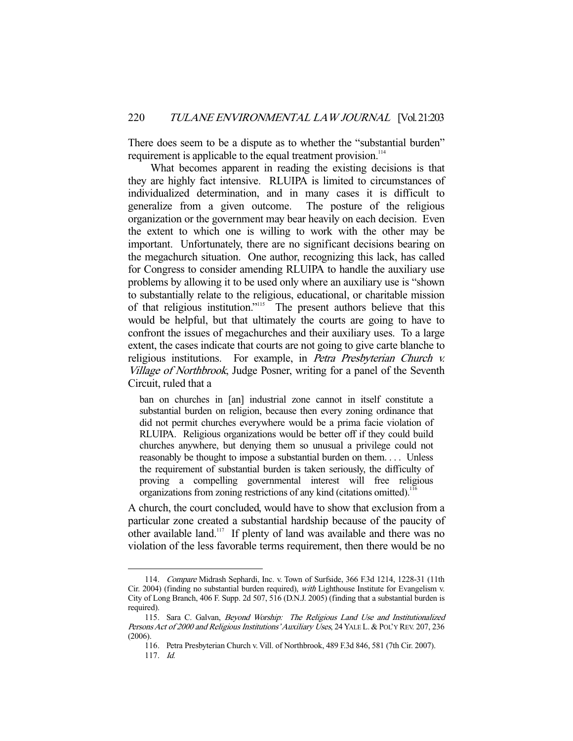There does seem to be a dispute as to whether the "substantial burden" requirement is applicable to the equal treatment provision.[114]

What becomes apparent in reading the existing decisions is that they are highly fact intensive. RLUIPA is limited to circumstances of individualized determination, and in many cases it is difficult to generalize from a given outcome. The posture of the religious organization or the government may bear heavily on each decision. Even the extent to which one is willing to work with the other may be important. Unfortunately, there are no significant decisions bearing on the megachurch situation. One author, recognizing this lack, has called for Congress to consider amending RLUIPA to handle the auxiliary use problems by allowing it to be used only where an auxiliary use is "shown to substantially relate to the religious, educational, or charitable mission of that religious institution."[115] The present authors believe that this would be helpful, but that ultimately the courts are going to have to confront the issues of megachurches and their auxiliary uses. To a large extent, the cases indicate that courts are not going to give carte blanche to religious institutions. For example, in *Petra Presbyterian Church v. Village of Northbrook*, Judge Posner, writing for a panel of the Seventh Circuit, ruled that a

> ban on churches in [an] industrial zone cannot in itself constitute a substantial burden on religion, because then every zoning ordinance that did not permit churches everywhere would be a prima facie violation of RLUIPA. Religious organizations would be better off if they could build churches anywhere, but denying them so unusual a privilege could not reasonably be thought to impose a substantial burden on them. . . . Unless the requirement of substantial burden is taken seriously, the difficulty of proving a compelling governmental interest will free religious organizations from zoning restrictions of any kind (citations omitted).[116]

A church, the court concluded, would have to show that exclusion from a particular zone created a substantial hardship because of the paucity of other available land.[117] If plenty of land was available and there was no violation of the less favorable terms requirement, then there would be no

---

114. *Compare* Midrash Sephardi, Inc. v. Town of Surfside, 366 F.3d 1214, 1228-31 (11th Cir. 2004) (finding no substantial burden required), *with* Lighthouse Institute for Evangelism v. City of Long Branch, 406 F. Supp. 2d 507, 516 (D.N.J. 2005) (finding that a substantial burden is required).

115. Sara C. Galvan, *Beyond Worship: The Religious Land Use and Institutionalized Persons Act of 2000 and Religious Institutions' Auxiliary Uses*, 24 YALE L. & POL'Y REV. 207, 236 (2006).

116. Petra Presbyterian Church v. Vill. of Northbrook, 489 F.3d 846, 581 (7th Cir. 2007).

117. *Id.*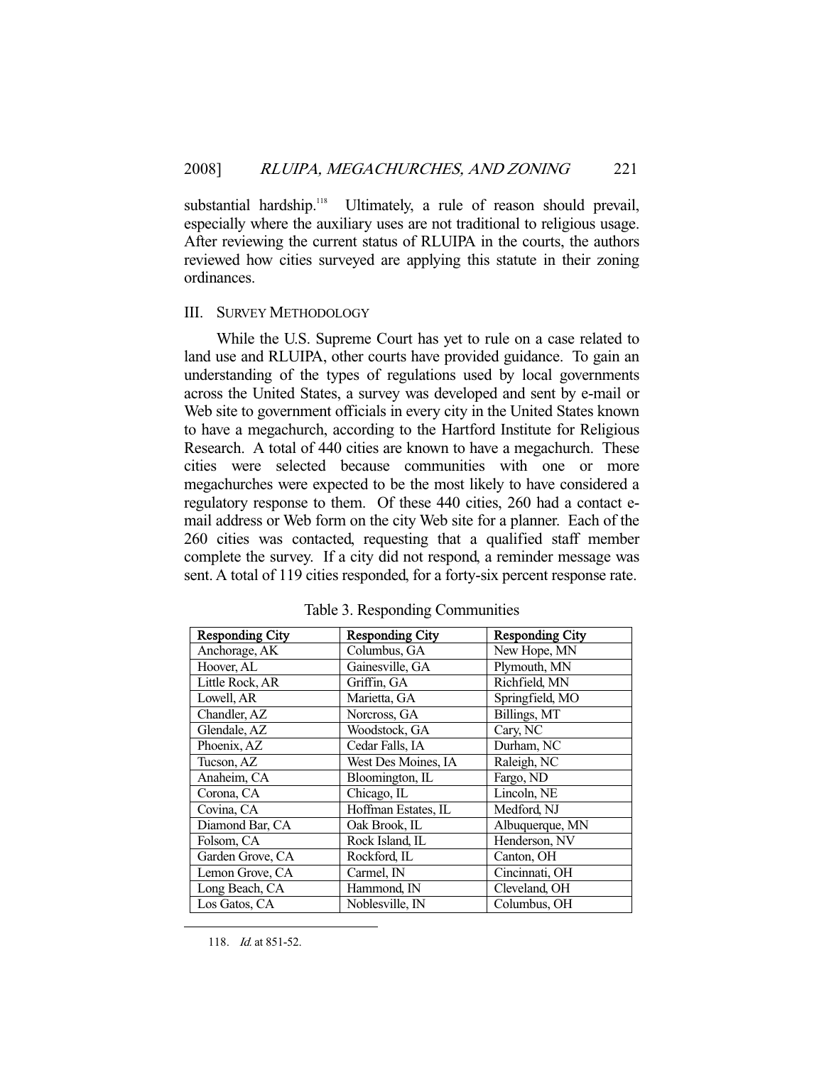substantial hardship.[118] Ultimately, a rule of reason should prevail, especially where the auxiliary uses are not traditional to religious usage. After reviewing the current status of RLUIPA in the courts, the authors reviewed how cities surveyed are applying this statute in their zoning ordinances.

## III. SURVEY METHODOLOGY

While the U.S. Supreme Court has yet to rule on a case related to land use and RLUIPA, other courts have provided guidance. To gain an understanding of the types of regulations used by local governments across the United States, a survey was developed and sent by e-mail or Web site to government officials in every city in the United States known to have a megachurch, according to the Hartford Institute for Religious Research. A total of 440 cities are known to have a megachurch. These cities were selected because communities with one or more megachurches were expected to be the most likely to have considered a regulatory response to them. Of these 440 cities, 260 had a contact e-mail address or Web form on the city Web site for a planner. Each of the 260 cities was contacted, requesting that a qualified staff member complete the survey. If a city did not respond, a reminder message was sent. A total of 119 cities responded, for a forty-six percent response rate.

Table 3. Responding Communities

| Responding City | Responding City | Responding City |
|---|---|---|
| Anchorage, AK | Columbus, GA | New Hope, MN |
| Hoover, AL | Gainesville, GA | Plymouth, MN |
| Little Rock, AR | Griffin, GA | Richfield, MN |
| Lowell, AR | Marietta, GA | Springfield, MO |
| Chandler, AZ | Norcross, GA | Billings, MT |
| Glendale, AZ | Woodstock, GA | Cary, NC |
| Phoenix, AZ | Cedar Falls, IA | Durham, NC |
| Tucson, AZ | West Des Moines, IA | Raleigh, NC |
| Anaheim, CA | Bloomington, IL | Fargo, ND |
| Corona, CA | Chicago, IL | Lincoln, NE |
| Covina, CA | Hoffman Estates, IL | Medford, NJ |
| Diamond Bar, CA | Oak Brook, IL | Albuquerque, MN |
| Folsom, CA | Rock Island, IL | Henderson, NV |
| Garden Grove, CA | Rockford, IL | Canton, OH |
| Lemon Grove, CA | Carmel, IN | Cincinnati, OH |
| Long Beach, CA | Hammond, IN | Cleveland, OH |
| Los Gatos, CA | Noblesville, IN | Columbus, OH |

118. *Id.* at 851-52.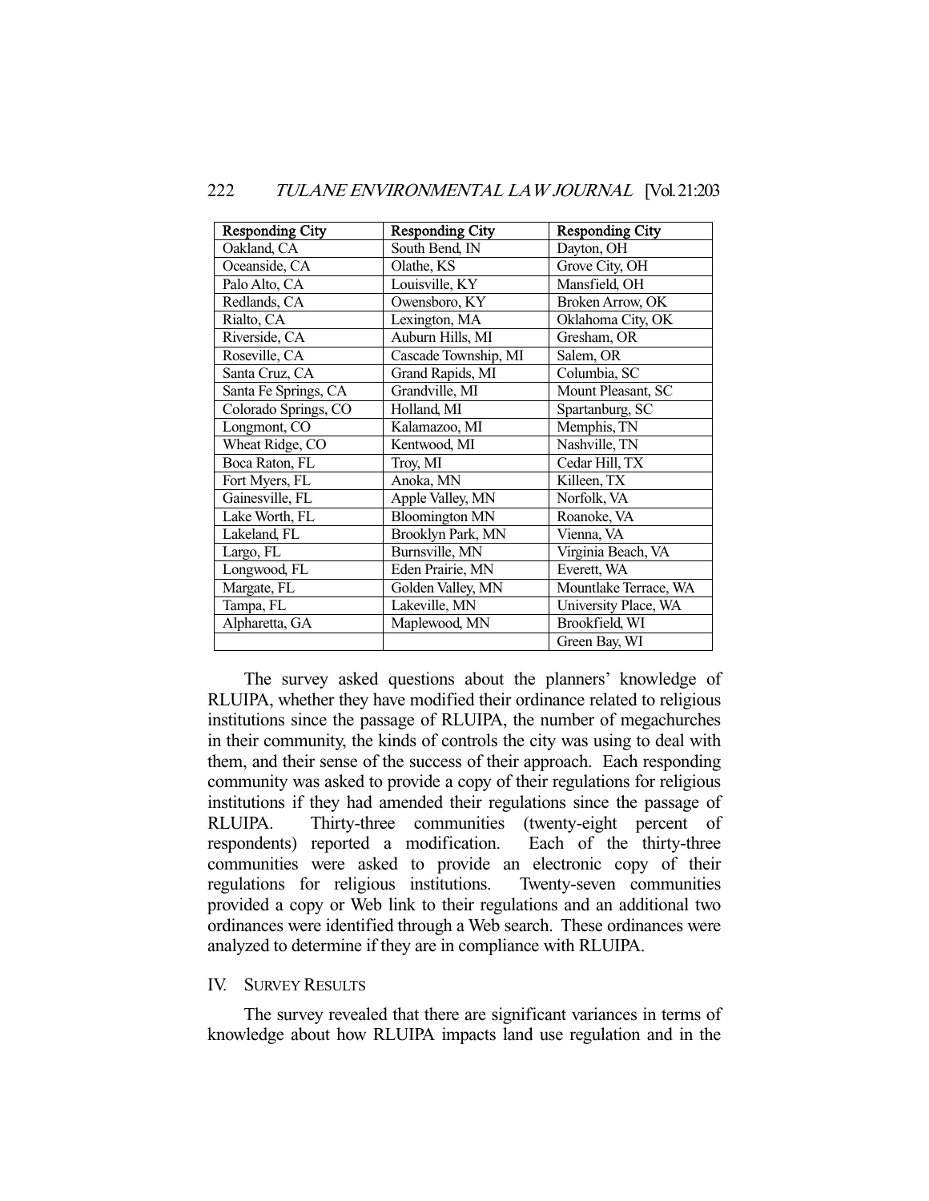| Responding City | Responding City | Responding City |
|---|---|---|
| Oakland, CA | South Bend, IN | Dayton, OH |
| Oceanside, CA | Olathe, KS | Grove City, OH |
| Palo Alto, CA | Louisville, KY | Mansfield, OH |
| Redlands, CA | Owensboro, KY | Broken Arrow, OK |
| Rialto, CA | Lexington, MA | Oklahoma City, OK |
| Riverside, CA | Auburn Hills, MI | Gresham, OR |
| Roseville, CA | Cascade Township, MI | Salem, OR |
| Santa Cruz, CA | Grand Rapids, MI | Columbia, SC |
| Santa Fe Springs, CA | Grandville, MI | Mount Pleasant, SC |
| Colorado Springs, CO | Holland, MI | Spartanburg, SC |
| Longmont, CO | Kalamazoo, MI | Memphis, TN |
| Wheat Ridge, CO | Kentwood, MI | Nashville, TN |
| Boca Raton, FL | Troy, MI | Cedar Hill, TX |
| Fort Myers, FL | Anoka, MN | Killeen, TX |
| Gainesville, FL | Apple Valley, MN | Norfolk, VA |
| Lake Worth, FL | Bloomington MN | Roanoke, VA |
| Lakeland, FL | Brooklyn Park, MN | Vienna, VA |
| Largo, FL | Burnsville, MN | Virginia Beach, VA |
| Longwood, FL | Eden Prairie, MN | Everett, WA |
| Margate, FL | Golden Valley, MN | Mountlake Terrace, WA |
| Tampa, FL | Lakeville, MN | University Place, WA |
| Alpharetta, GA | Maplewood, MN | Brookfield, WI |
| | | Green Bay, WI |

The survey asked questions about the planners' knowledge of RLUIPA, whether they have modified their ordinance related to religious institutions since the passage of RLUIPA, the number of megachurches in their community, the kinds of controls the city was using to deal with them, and their sense of the success of their approach. Each responding community was asked to provide a copy of their regulations for religious institutions if they had amended their regulations since the passage of RLUIPA. Thirty-three communities (twenty-eight percent of respondents) reported a modification. Each of the thirty-three communities were asked to provide an electronic copy of their regulations for religious institutions. Twenty-seven communities provided a copy or Web link to their regulations and an additional two ordinances were identified through a Web search. These ordinances were analyzed to determine if they are in compliance with RLUIPA.

## IV. Survey Results

The survey revealed that there are significant variances in terms of knowledge about how RLUIPA impacts land use regulation and in the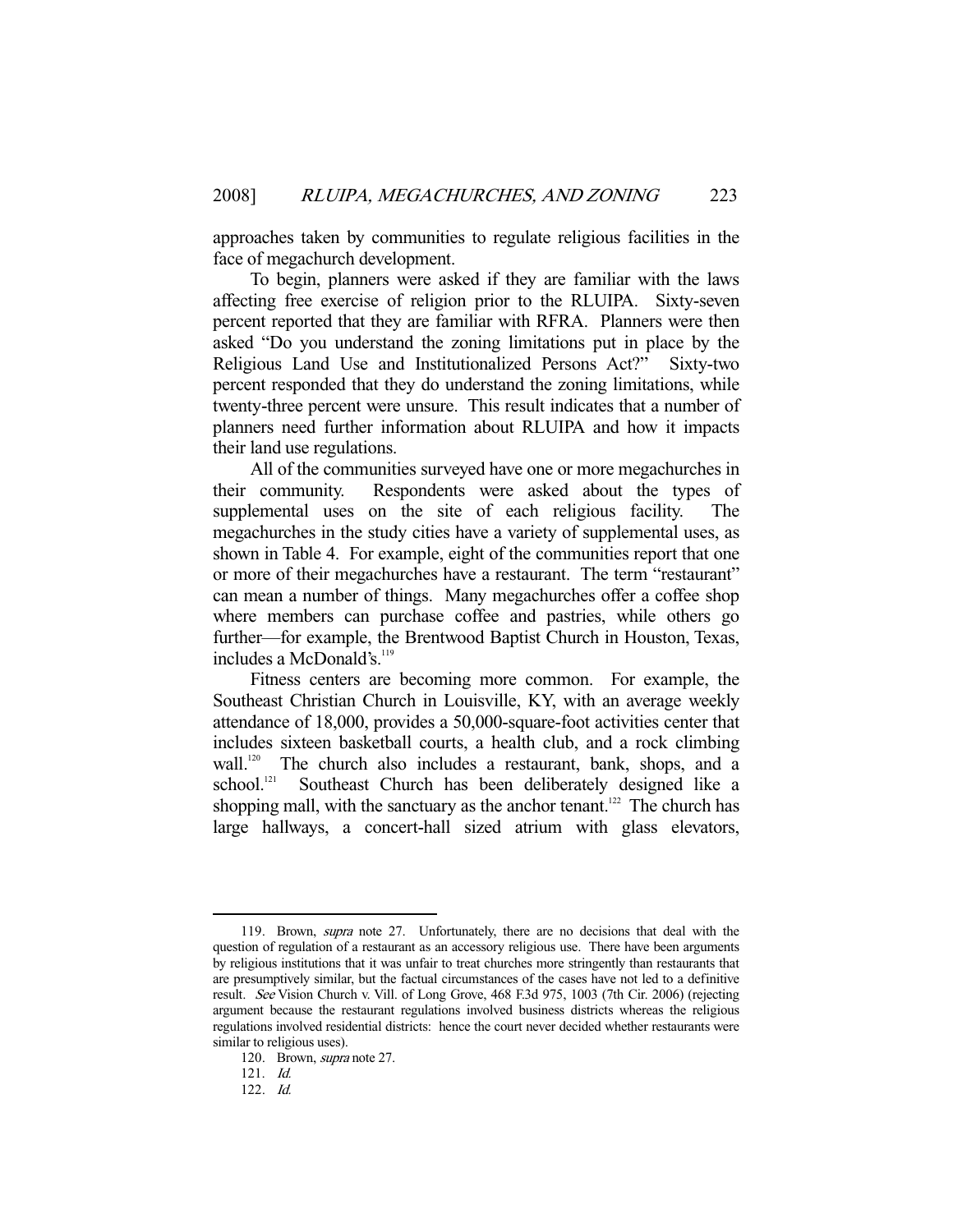approaches taken by communities to regulate religious facilities in the face of megachurch development.

To begin, planners were asked if they are familiar with the laws affecting free exercise of religion prior to the RLUIPA. Sixty-seven percent reported that they are familiar with RFRA. Planners were then asked "Do you understand the zoning limitations put in place by the Religious Land Use and Institutionalized Persons Act?" Sixty-two percent responded that they do understand the zoning limitations, while twenty-three percent were unsure. This result indicates that a number of planners need further information about RLUIPA and how it impacts their land use regulations.

All of the communities surveyed have one or more megachurches in their community. Respondents were asked about the types of supplemental uses on the site of each religious facility. The megachurches in the study cities have a variety of supplemental uses, as shown in Table 4. For example, eight of the communities report that one or more of their megachurches have a restaurant. The term "restaurant" can mean a number of things. Many megachurches offer a coffee shop where members can purchase coffee and pastries, while others go further—for example, the Brentwood Baptist Church in Houston, Texas, includes a McDonald's.[119]

Fitness centers are becoming more common. For example, the Southeast Christian Church in Louisville, KY, with an average weekly attendance of 18,000, provides a 50,000-square-foot activities center that includes sixteen basketball courts, a health club, and a rock climbing wall.[120] The church also includes a restaurant, bank, shops, and a school.[121] Southeast Church has been deliberately designed like a shopping mall, with the sanctuary as the anchor tenant.[122] The church has large hallways, a concert-hall sized atrium with glass elevators,

---

119. Brown, *supra* note 27. Unfortunately, there are no decisions that deal with the question of regulation of a restaurant as an accessory religious use. There have been arguments by religious institutions that it was unfair to treat churches more stringently than restaurants that are presumptively similar, but the factual circumstances of the cases have not led to a definitive result. *See* Vision Church v. Vill. of Long Grove, 468 F.3d 975, 1003 (7th Cir. 2006) (rejecting argument because the restaurant regulations involved business districts whereas the religious regulations involved residential districts: hence the court never decided whether restaurants were similar to religious uses).

120. Brown, *supra* note 27.

121. *Id.*

122. *Id.*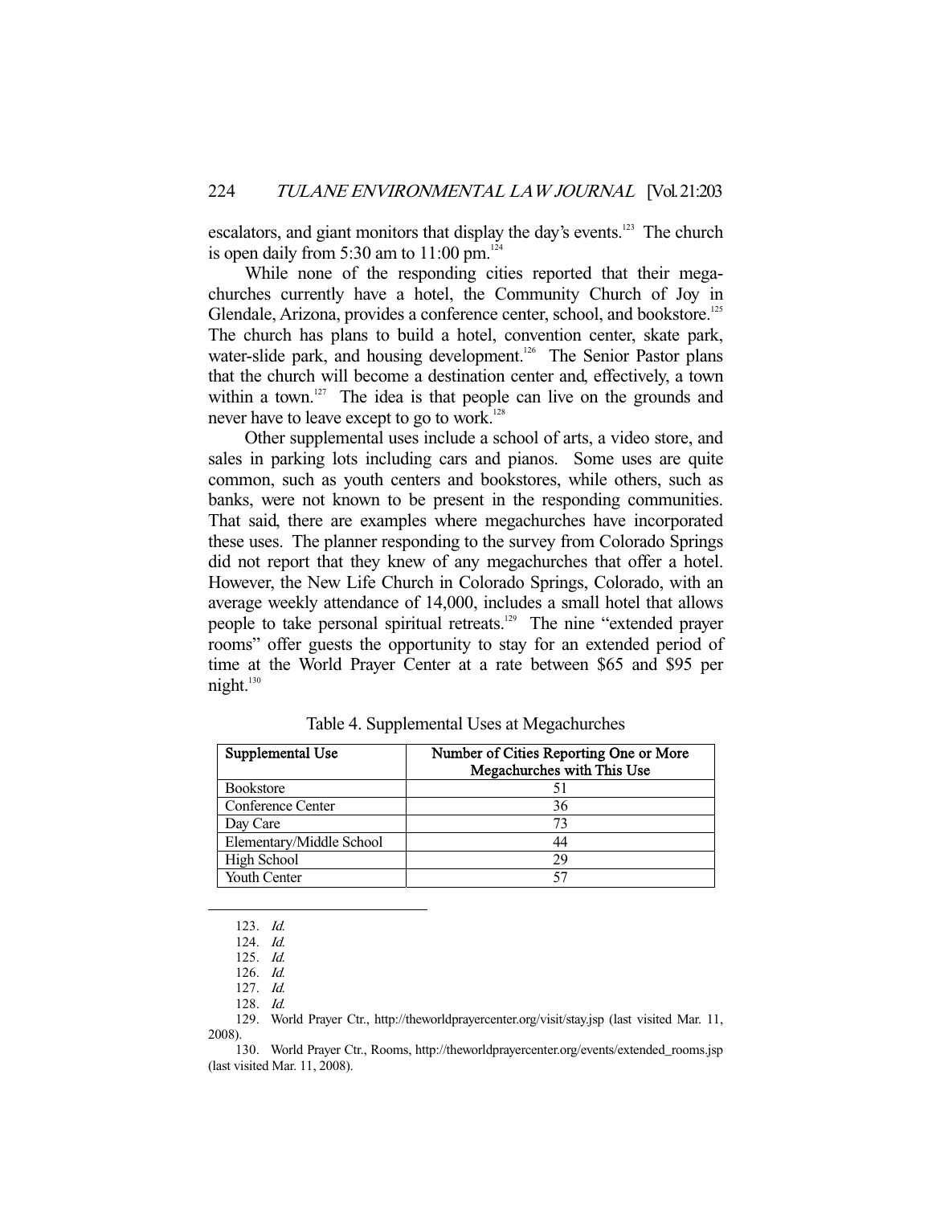escalators, and giant monitors that display the day's events.[123] The church is open daily from 5:30 am to 11:00 pm.[124]

While none of the responding cities reported that their megachurches currently have a hotel, the Community Church of Joy in Glendale, Arizona, provides a conference center, school, and bookstore.[125] The church has plans to build a hotel, convention center, skate park, water-slide park, and housing development.[126] The Senior Pastor plans that the church will become a destination center and, effectively, a town within a town.[127] The idea is that people can live on the grounds and never have to leave except to go to work.[128]

Other supplemental uses include a school of arts, a video store, and sales in parking lots including cars and pianos. Some uses are quite common, such as youth centers and bookstores, while others, such as banks, were not known to be present in the responding communities. That said, there are examples where megachurches have incorporated these uses. The planner responding to the survey from Colorado Springs did not report that they knew of any megachurches that offer a hotel. However, the New Life Church in Colorado Springs, Colorado, with an average weekly attendance of 14,000, includes a small hotel that allows people to take personal spiritual retreats.[129] The nine "extended prayer rooms" offer guests the opportunity to stay for an extended period of time at the World Prayer Center at a rate between $65 and $95 per night.[130]

Table 4. Supplemental Uses at Megachurches

| Supplemental Use | Number of Cities Reporting One or More Megachurches with This Use |
|---|---|
| Bookstore | 51 |
| Conference Center | 36 |
| Day Care | 73 |
| Elementary/Middle School | 44 |
| High School | 29 |
| Youth Center | 57 |

123. *Id.*

124. *Id.*

125. *Id.*

126. *Id.*

127. *Id.*

128. *Id.*

129. World Prayer Ctr., http://theworldprayercenter.org/visit/stay.jsp (last visited Mar. 11, 2008).

130. World Prayer Ctr., Rooms, http://theworldprayercenter.org/events/extended_rooms.jsp (last visited Mar. 11, 2008).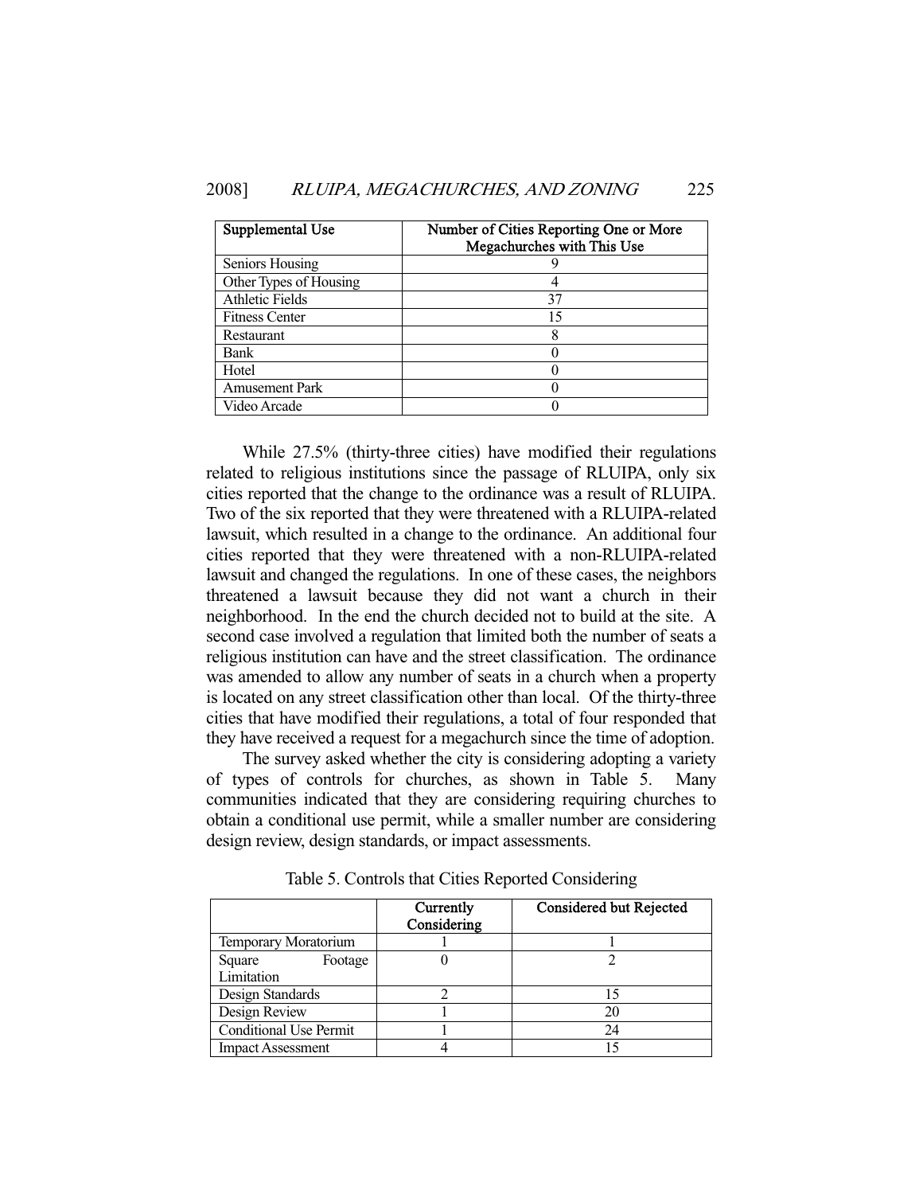| Supplemental Use | Number of Cities Reporting One or More Megachurches with This Use |
|---|---|
| Seniors Housing | 9 |
| Other Types of Housing | 4 |
| Athletic Fields | 37 |
| Fitness Center | 15 |
| Restaurant | 8 |
| Bank | 0 |
| Hotel | 0 |
| Amusement Park | 0 |
| Video Arcade | 0 |

While 27.5% (thirty-three cities) have modified their regulations related to religious institutions since the passage of RLUIPA, only six cities reported that the change to the ordinance was a result of RLUIPA. Two of the six reported that they were threatened with a RLUIPA-related lawsuit, which resulted in a change to the ordinance. An additional four cities reported that they were threatened with a non-RLUIPA-related lawsuit and changed the regulations. In one of these cases, the neighbors threatened a lawsuit because they did not want a church in their neighborhood. In the end the church decided not to build at the site. A second case involved a regulation that limited both the number of seats a religious institution can have and the street classification. The ordinance was amended to allow any number of seats in a church when a property is located on any street classification other than local. Of the thirty-three cities that have modified their regulations, a total of four responded that they have received a request for a megachurch since the time of adoption.

The survey asked whether the city is considering adopting a variety of types of controls for churches, as shown in Table 5. Many communities indicated that they are considering requiring churches to obtain a conditional use permit, while a smaller number are considering design review, design standards, or impact assessments.

Table 5. Controls that Cities Reported Considering

| | Currently Considering | Considered but Rejected |
|---|---|---|
| Temporary Moratorium | 1 | 1 |
| Square Footage Limitation | 0 | 2 |
| Design Standards | 2 | 15 |
| Design Review | 1 | 20 |
| Conditional Use Permit | 1 | 24 |
| Impact Assessment | 4 | 15 |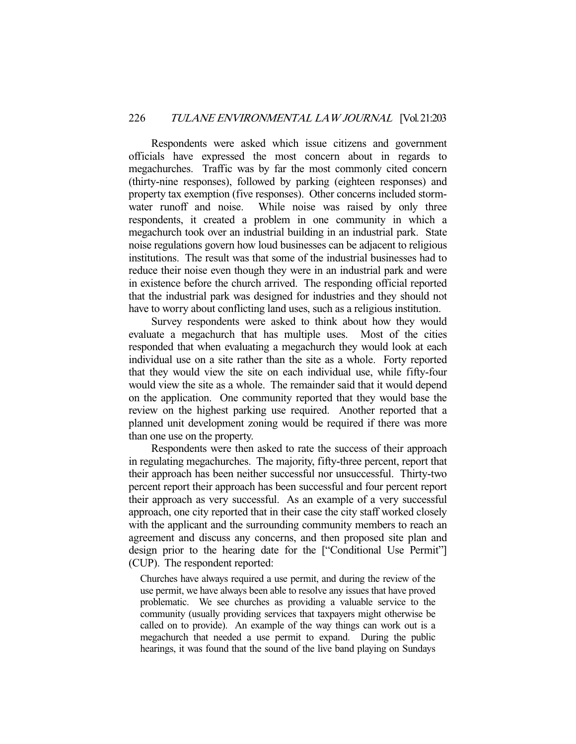Respondents were asked which issue citizens and government officials have expressed the most concern about in regards to megachurches. Traffic was by far the most commonly cited concern (thirty-nine responses), followed by parking (eighteen responses) and property tax exemption (five responses). Other concerns included stormwater runoff and noise. While noise was raised by only three respondents, it created a problem in one community in which a megachurch took over an industrial building in an industrial park. State noise regulations govern how loud businesses can be adjacent to religious institutions. The result was that some of the industrial businesses had to reduce their noise even though they were in an industrial park and were in existence before the church arrived. The responding official reported that the industrial park was designed for industries and they should not have to worry about conflicting land uses, such as a religious institution.

Survey respondents were asked to think about how they would evaluate a megachurch that has multiple uses. Most of the cities responded that when evaluating a megachurch they would look at each individual use on a site rather than the site as a whole. Forty reported that they would view the site on each individual use, while fifty-four would view the site as a whole. The remainder said that it would depend on the application. One community reported that they would base the review on the highest parking use required. Another reported that a planned unit development zoning would be required if there was more than one use on the property.

Respondents were then asked to rate the success of their approach in regulating megachurches. The majority, fifty-three percent, report that their approach has been neither successful nor unsuccessful. Thirty-two percent report their approach has been successful and four percent report their approach as very successful. As an example of a very successful approach, one city reported that in their case the city staff worked closely with the applicant and the surrounding community members to reach an agreement and discuss any concerns, and then proposed site plan and design prior to the hearing date for the ["Conditional Use Permit"] (CUP). The respondent reported:

> Churches have always required a use permit, and during the review of the use permit, we have always been able to resolve any issues that have proved problematic. We see churches as providing a valuable service to the community (usually providing services that taxpayers might otherwise be called on to provide). An example of the way things can work out is a megachurch that needed a use permit to expand. During the public hearings, it was found that the sound of the live band playing on Sundays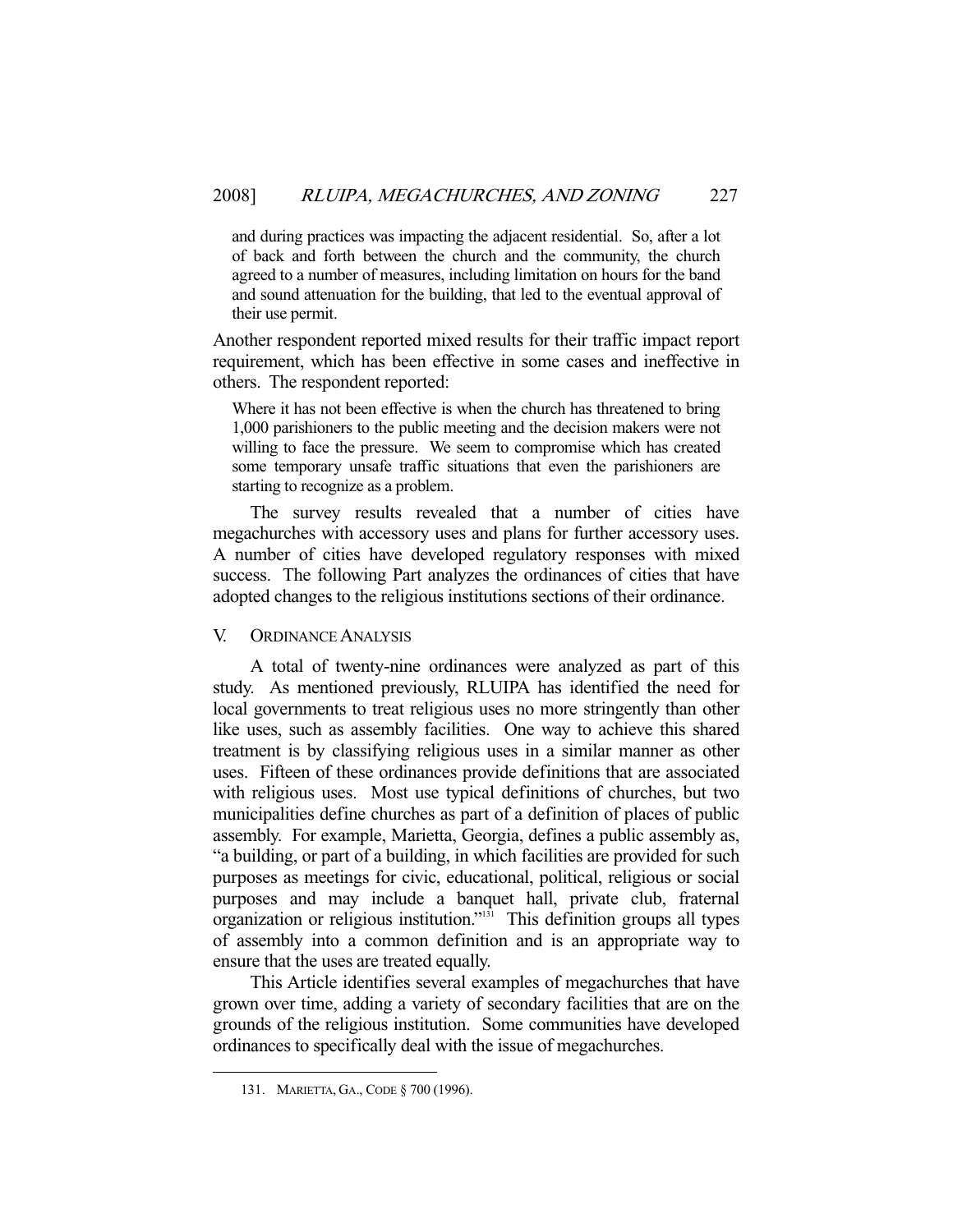and during practices was impacting the adjacent residential. So, after a lot of back and forth between the church and the community, the church agreed to a number of measures, including limitation on hours for the band and sound attenuation for the building, that led to the eventual approval of their use permit.

Another respondent reported mixed results for their traffic impact report requirement, which has been effective in some cases and ineffective in others. The respondent reported:

> Where it has not been effective is when the church has threatened to bring 1,000 parishioners to the public meeting and the decision makers were not willing to face the pressure. We seem to compromise which has created some temporary unsafe traffic situations that even the parishioners are starting to recognize as a problem.

The survey results revealed that a number of cities have megachurches with accessory uses and plans for further accessory uses. A number of cities have developed regulatory responses with mixed success. The following Part analyzes the ordinances of cities that have adopted changes to the religious institutions sections of their ordinance.

## V. ORDINANCE ANALYSIS

A total of twenty-nine ordinances were analyzed as part of this study. As mentioned previously, RLUIPA has identified the need for local governments to treat religious uses no more stringently than other like uses, such as assembly facilities. One way to achieve this shared treatment is by classifying religious uses in a similar manner as other uses. Fifteen of these ordinances provide definitions that are associated with religious uses. Most use typical definitions of churches, but two municipalities define churches as part of a definition of places of public assembly. For example, Marietta, Georgia, defines a public assembly as, "a building, or part of a building, in which facilities are provided for such purposes as meetings for civic, educational, political, religious or social purposes and may include a banquet hall, private club, fraternal organization or religious institution."[131] This definition groups all types of assembly into a common definition and is an appropriate way to ensure that the uses are treated equally.

This Article identifies several examples of megachurches that have grown over time, adding a variety of secondary facilities that are on the grounds of the religious institution. Some communities have developed ordinances to specifically deal with the issue of megachurches.

131. MARIETTA, GA., CODE § 700 (1996).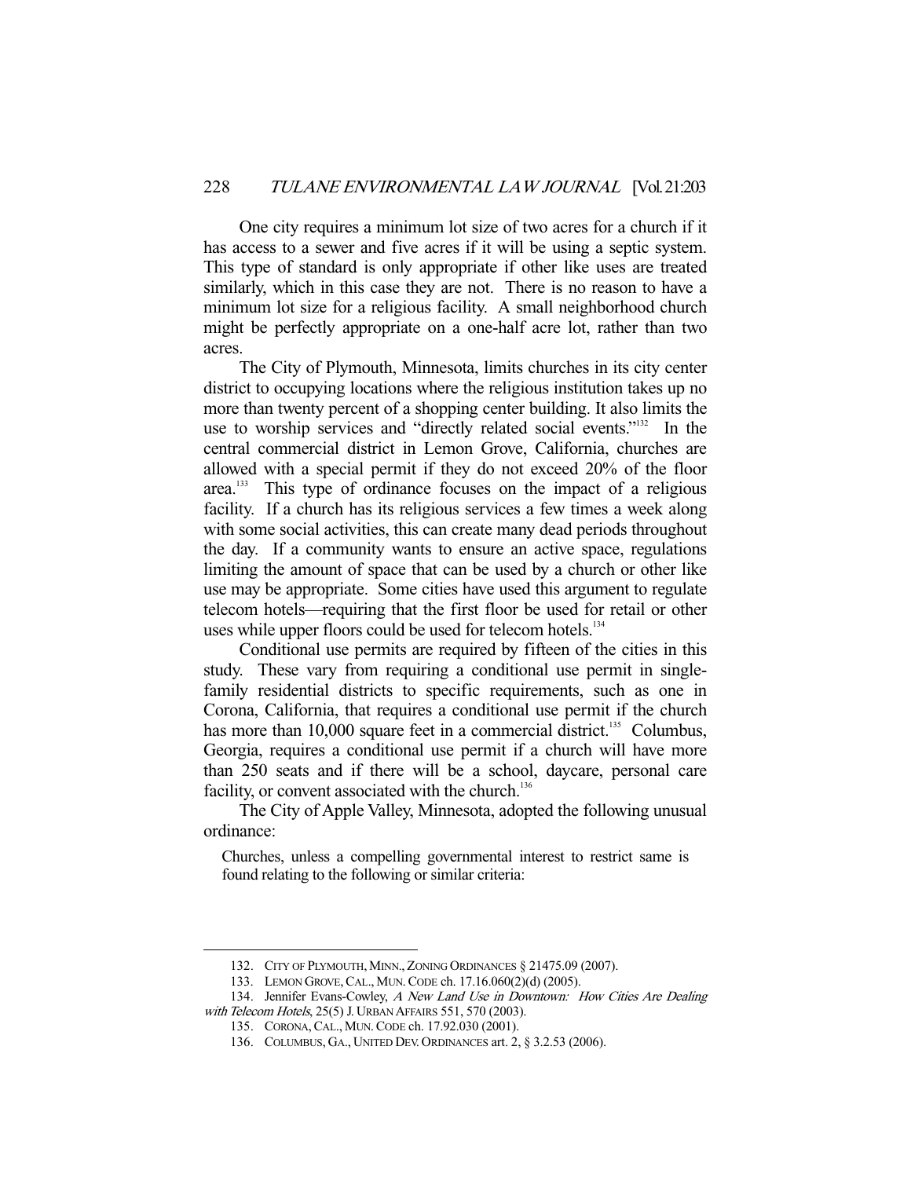One city requires a minimum lot size of two acres for a church if it has access to a sewer and five acres if it will be using a septic system. This type of standard is only appropriate if other like uses are treated similarly, which in this case they are not. There is no reason to have a minimum lot size for a religious facility. A small neighborhood church might be perfectly appropriate on a one-half acre lot, rather than two acres.

The City of Plymouth, Minnesota, limits churches in its city center district to occupying locations where the religious institution takes up no more than twenty percent of a shopping center building. It also limits the use to worship services and "directly related social events."[132] In the central commercial district in Lemon Grove, California, churches are allowed with a special permit if they do not exceed 20% of the floor area.[133] This type of ordinance focuses on the impact of a religious facility. If a church has its religious services a few times a week along with some social activities, this can create many dead periods throughout the day. If a community wants to ensure an active space, regulations limiting the amount of space that can be used by a church or other like use may be appropriate. Some cities have used this argument to regulate telecom hotels—requiring that the first floor be used for retail or other uses while upper floors could be used for telecom hotels.[134]

Conditional use permits are required by fifteen of the cities in this study. These vary from requiring a conditional use permit in single-family residential districts to specific requirements, such as one in Corona, California, that requires a conditional use permit if the church has more than 10,000 square feet in a commercial district.[135] Columbus, Georgia, requires a conditional use permit if a church will have more than 250 seats and if there will be a school, daycare, personal care facility, or convent associated with the church.[136]

The City of Apple Valley, Minnesota, adopted the following unusual ordinance:

> Churches, unless a compelling governmental interest to restrict same is found relating to the following or similar criteria:

---

132. CITY OF PLYMOUTH, MINN., ZONING ORDINANCES § 21475.09 (2007).

133. LEMON GROVE, CAL., MUN. CODE ch. 17.16.060(2)(d) (2005).

134. Jennifer Evans-Cowley, *A New Land Use in Downtown: How Cities Are Dealing with Telecom Hotels*, 25(5) J. URBAN AFFAIRS 551, 570 (2003).

135. CORONA, CAL., MUN. CODE ch. 17.92.030 (2001).

136. COLUMBUS, GA., UNITED DEV. ORDINANCES art. 2, § 3.2.53 (2006).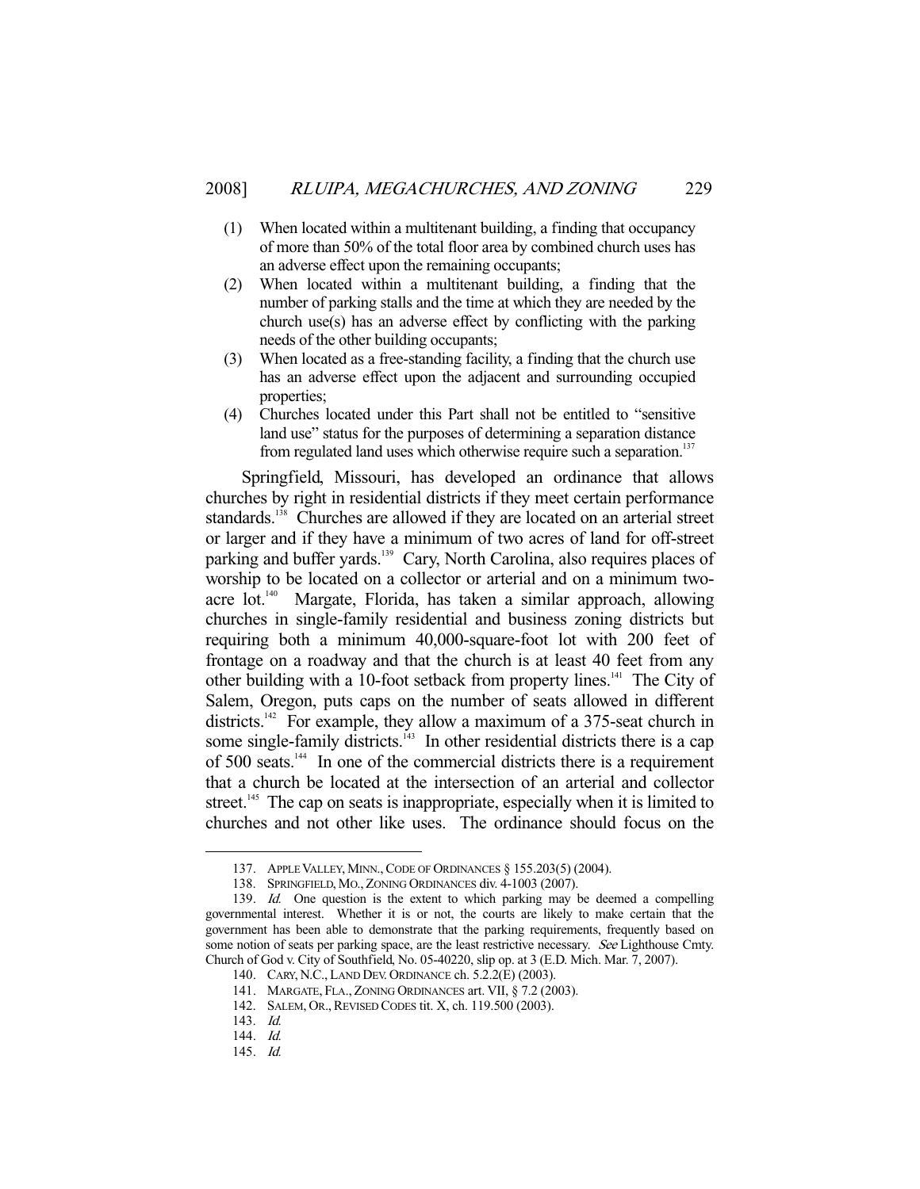(1) When located within a multitenant building, a finding that occupancy of more than 50% of the total floor area by combined church uses has an adverse effect upon the remaining occupants;

(2) When located within a multitenant building, a finding that the number of parking stalls and the time at which they are needed by the church use(s) has an adverse effect by conflicting with the parking needs of the other building occupants;

(3) When located as a free-standing facility, a finding that the church use has an adverse effect upon the adjacent and surrounding occupied properties;

(4) Churches located under this Part shall not be entitled to "sensitive land use" status for the purposes of determining a separation distance from regulated land uses which otherwise require such a separation.[137]

Springfield, Missouri, has developed an ordinance that allows churches by right in residential districts if they meet certain performance standards.[138] Churches are allowed if they are located on an arterial street or larger and if they have a minimum of two acres of land for off-street parking and buffer yards.[139] Cary, North Carolina, also requires places of worship to be located on a collector or arterial and on a minimum two-acre lot.[140] Margate, Florida, has taken a similar approach, allowing churches in single-family residential and business zoning districts but requiring both a minimum 40,000-square-foot lot with 200 feet of frontage on a roadway and that the church is at least 40 feet from any other building with a 10-foot setback from property lines.[141] The City of Salem, Oregon, puts caps on the number of seats allowed in different districts.[142] For example, they allow a maximum of a 375-seat church in some single-family districts.[143] In other residential districts there is a cap of 500 seats.[144] In one of the commercial districts there is a requirement that a church be located at the intersection of an arterial and collector street.[145] The cap on seats is inappropriate, especially when it is limited to churches and not other like uses. The ordinance should focus on the

---

137. APPLE VALLEY, MINN., CODE OF ORDINANCES § 155.203(5) (2004).

138. SPRINGFIELD, MO., ZONING ORDINANCES div. 4-1003 (2007).

139. *Id.* One question is the extent to which parking may be deemed a compelling governmental interest. Whether it is or not, the courts are likely to make certain that the government has been able to demonstrate that the parking requirements, frequently based on some notion of seats per parking space, are the least restrictive necessary. *See* Lighthouse Cmty. Church of God v. City of Southfield, No. 05-40220, slip op. at 3 (E.D. Mich. Mar. 7, 2007).

140. CARY, N.C., LAND DEV. ORDINANCE ch. 5.2.2(E) (2003).

141. MARGATE, FLA., ZONING ORDINANCES art. VII, § 7.2 (2003).

142. SALEM, OR., REVISED CODES tit. X, ch. 119.500 (2003).

143. *Id.*

144. *Id.*

145. *Id.*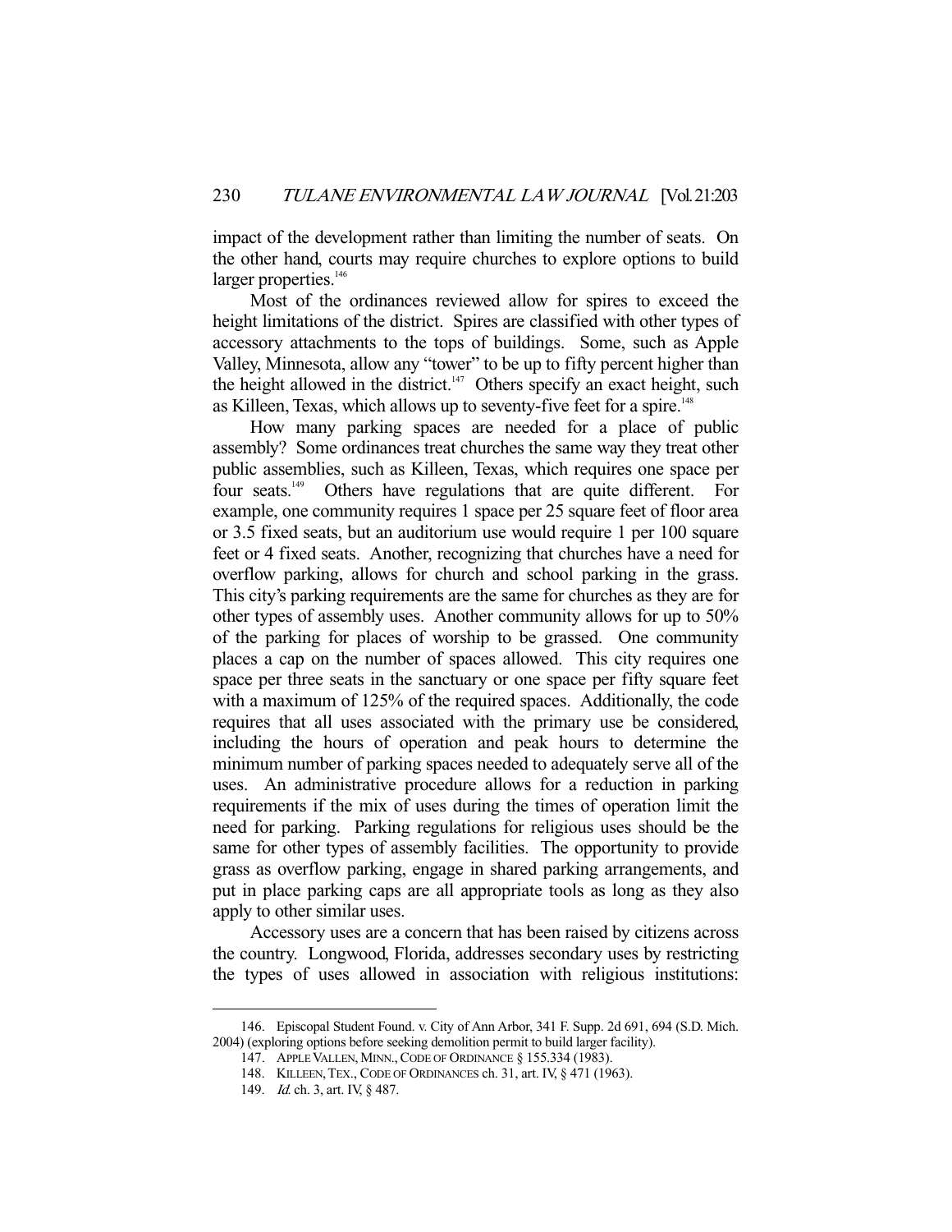impact of the development rather than limiting the number of seats. On the other hand, courts may require churches to explore options to build larger properties.[146]

Most of the ordinances reviewed allow for spires to exceed the height limitations of the district. Spires are classified with other types of accessory attachments to the tops of buildings. Some, such as Apple Valley, Minnesota, allow any "tower" to be up to fifty percent higher than the height allowed in the district.[147] Others specify an exact height, such as Killeen, Texas, which allows up to seventy-five feet for a spire.[148]

How many parking spaces are needed for a place of public assembly? Some ordinances treat churches the same way they treat other public assemblies, such as Killeen, Texas, which requires one space per four seats.[149] Others have regulations that are quite different. For example, one community requires 1 space per 25 square feet of floor area or 3.5 fixed seats, but an auditorium use would require 1 per 100 square feet or 4 fixed seats. Another, recognizing that churches have a need for overflow parking, allows for church and school parking in the grass. This city's parking requirements are the same for churches as they are for other types of assembly uses. Another community allows for up to 50% of the parking for places of worship to be grassed. One community places a cap on the number of spaces allowed. This city requires one space per three seats in the sanctuary or one space per fifty square feet with a maximum of 125% of the required spaces. Additionally, the code requires that all uses associated with the primary use be considered, including the hours of operation and peak hours to determine the minimum number of parking spaces needed to adequately serve all of the uses. An administrative procedure allows for a reduction in parking requirements if the mix of uses during the times of operation limit the need for parking. Parking regulations for religious uses should be the same for other types of assembly facilities. The opportunity to provide grass as overflow parking, engage in shared parking arrangements, and put in place parking caps are all appropriate tools as long as they also apply to other similar uses.

Accessory uses are a concern that has been raised by citizens across the country. Longwood, Florida, addresses secondary uses by restricting the types of uses allowed in association with religious institutions:

---

146. Episcopal Student Found. v. City of Ann Arbor, 341 F. Supp. 2d 691, 694 (S.D. Mich. 2004) (exploring options before seeking demolition permit to build larger facility).

147. APPLE VALLEN, MINN., CODE OF ORDINANCE § 155.334 (1983).

148. KILLEEN, TEX., CODE OF ORDINANCES ch. 31, art. IV, § 471 (1963).

149. *Id.* ch. 3, art. IV, § 487.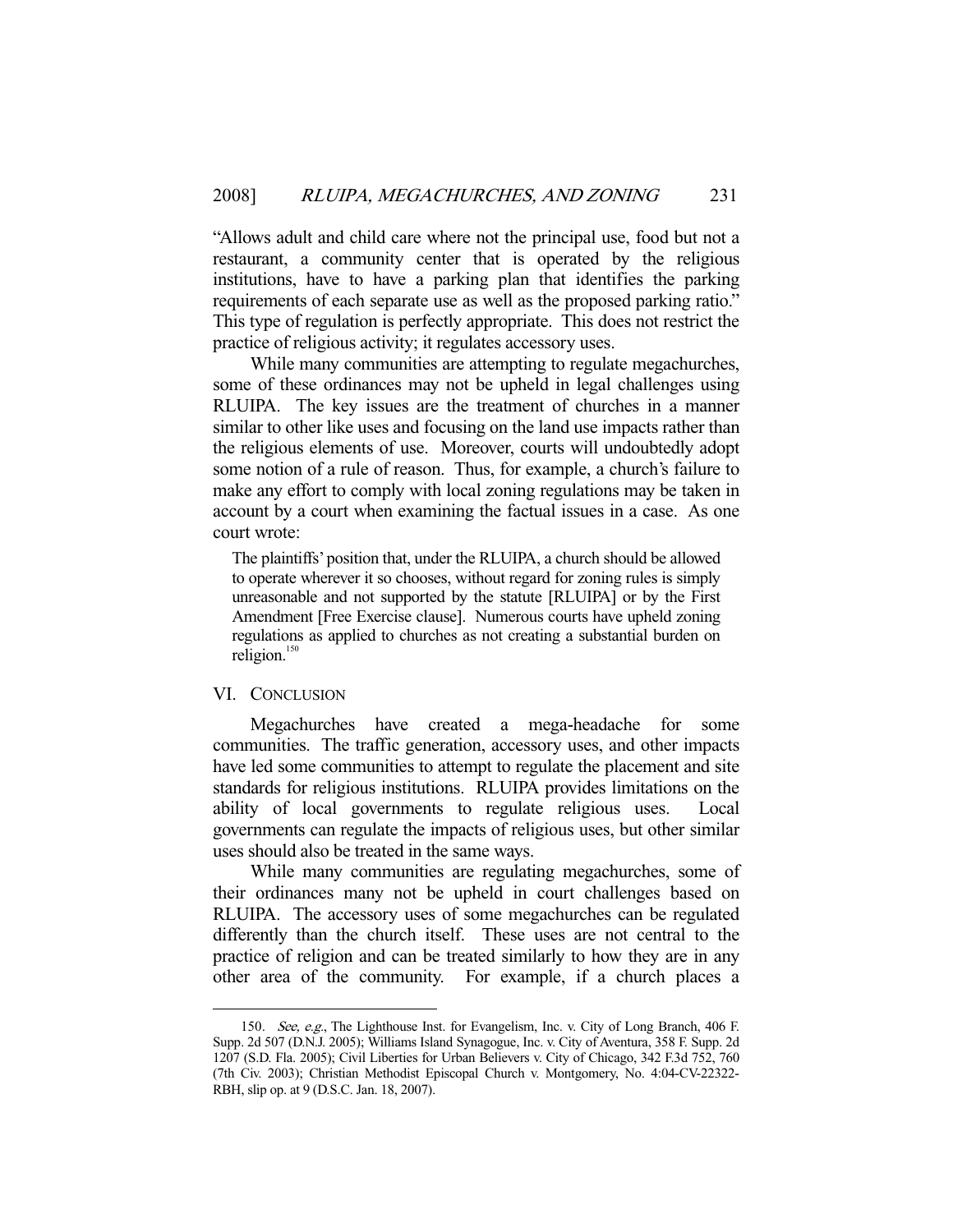"Allows adult and child care where not the principal use, food but not a restaurant, a community center that is operated by the religious institutions, have to have a parking plan that identifies the parking requirements of each separate use as well as the proposed parking ratio." This type of regulation is perfectly appropriate. This does not restrict the practice of religious activity; it regulates accessory uses.

While many communities are attempting to regulate megachurches, some of these ordinances may not be upheld in legal challenges using RLUIPA. The key issues are the treatment of churches in a manner similar to other like uses and focusing on the land use impacts rather than the religious elements of use. Moreover, courts will undoubtedly adopt some notion of a rule of reason. Thus, for example, a church's failure to make any effort to comply with local zoning regulations may be taken in account by a court when examining the factual issues in a case. As one court wrote:

> The plaintiffs' position that, under the RLUIPA, a church should be allowed to operate wherever it so chooses, without regard for zoning rules is simply unreasonable and not supported by the statute [RLUIPA] or by the First Amendment [Free Exercise clause]. Numerous courts have upheld zoning regulations as applied to churches as not creating a substantial burden on religion.[150]

## VI. CONCLUSION

Megachurches have created a mega-headache for some communities. The traffic generation, accessory uses, and other impacts have led some communities to attempt to regulate the placement and site standards for religious institutions. RLUIPA provides limitations on the ability of local governments to regulate religious uses. Local governments can regulate the impacts of religious uses, but other similar uses should also be treated in the same ways.

While many communities are regulating megachurches, some of their ordinances many not be upheld in court challenges based on RLUIPA. The accessory uses of some megachurches can be regulated differently than the church itself. These uses are not central to the practice of religion and can be treated similarly to how they are in any other area of the community. For example, if a church places a

---

150. *See, e.g.*, The Lighthouse Inst. for Evangelism, Inc. v. City of Long Branch, 406 F. Supp. 2d 507 (D.N.J. 2005); Williams Island Synagogue, Inc. v. City of Aventura, 358 F. Supp. 2d 1207 (S.D. Fla. 2005); Civil Liberties for Urban Believers v. City of Chicago, 342 F.3d 752, 760 (7th Civ. 2003); Christian Methodist Episcopal Church v. Montgomery, No. 4:04-CV-22322-RBH, slip op. at 9 (D.S.C. Jan. 18, 2007).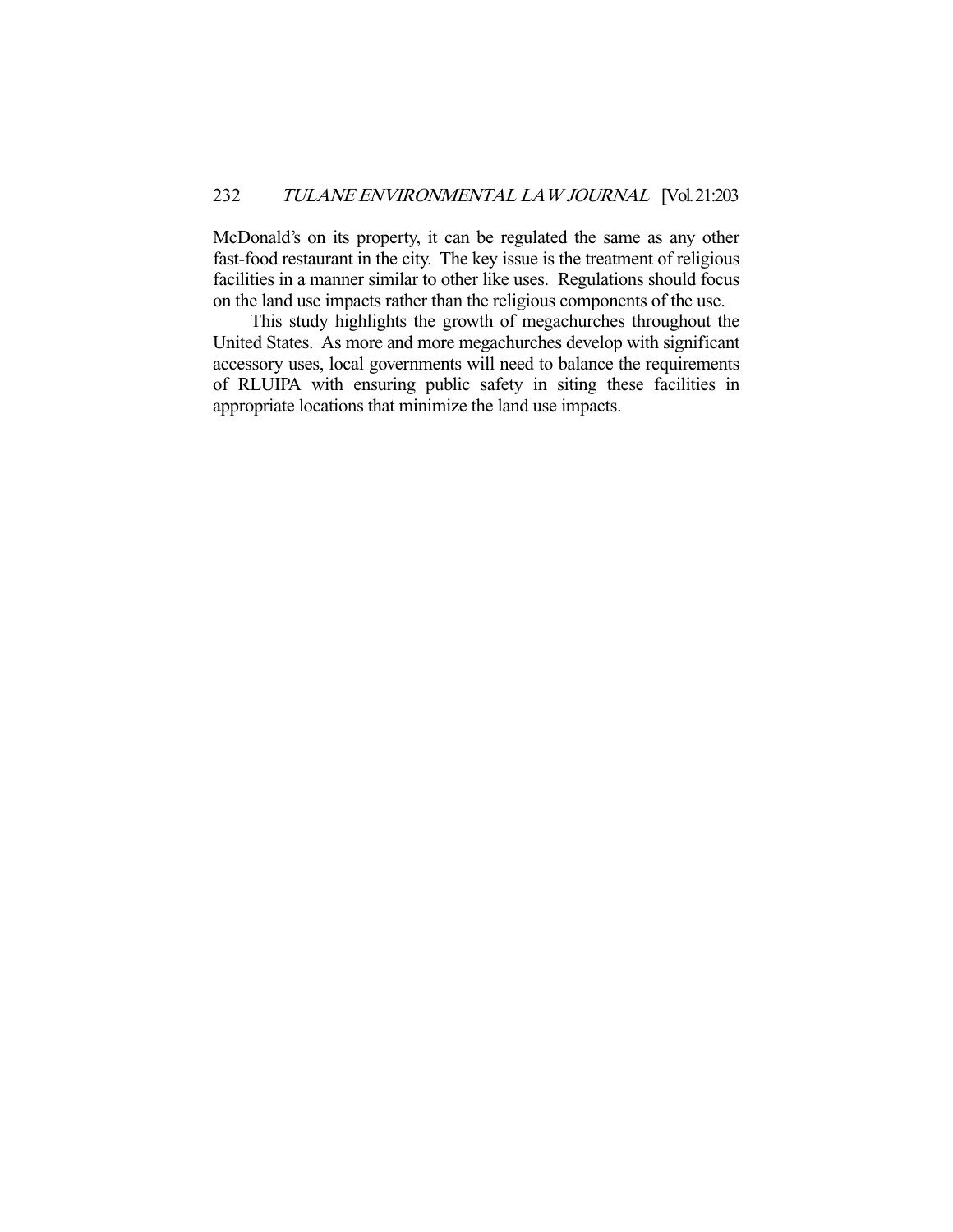McDonald's on its property, it can be regulated the same as any other fast-food restaurant in the city. The key issue is the treatment of religious facilities in a manner similar to other like uses. Regulations should focus on the land use impacts rather than the religious components of the use.

This study highlights the growth of megachurches throughout the United States. As more and more megachurches develop with significant accessory uses, local governments will need to balance the requirements of RLUIPA with ensuring public safety in siting these facilities in appropriate locations that minimize the land use impacts.